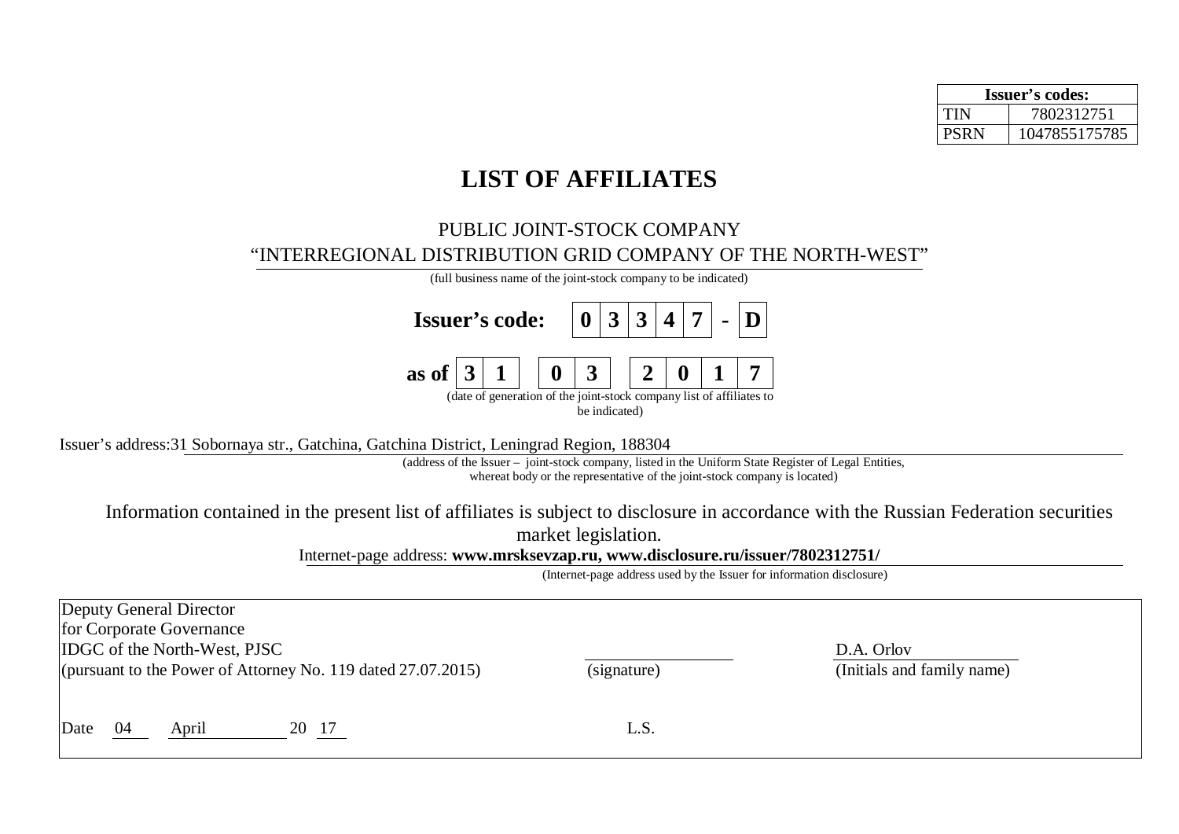| Issuer's codes: | |
|---|---|
| TIN | 7802312751 |
| PSRN | 1047855175785 |

# LIST OF AFFILIATES

PUBLIC JOINT-STOCK COMPANY

"INTERREGIONAL DISTRIBUTION GRID COMPANY OF THE NORTH-WEST"

(full business name of the joint-stock company to be indicated)

**Issuer's code: 0 3 3 4 7 - D**

**as of 3 1 0 3 2 0 1 7**

(date of generation of the joint-stock company list of affiliates to be indicated)

Issuer's address: 31 Sobornaya str., Gatchina, Gatchina District, Leningrad Region, 188304

(address of the Issuer – joint-stock company, listed in the Uniform State Register of Legal Entities, whereat body or the representative of the joint-stock company is located)

Information contained in the present list of affiliates is subject to disclosure in accordance with the Russian Federation securities market legislation.

Internet-page address: **www.mrsksevzap.ru, www.disclosure.ru/issuer/7802312751/**

(Internet-page address used by the Issuer for information disclosure)

| | | |
|---|---|---|
| Deputy General Director<br>for Corporate Governance<br>IDGC of the North-West, PJSC<br>(pursuant to the Power of Attorney No. 119 dated 27.07.2015) | (signature) | D.A. Orlov<br>(Initials and family name) |
| Date 04 April 20 17 | L.S. | |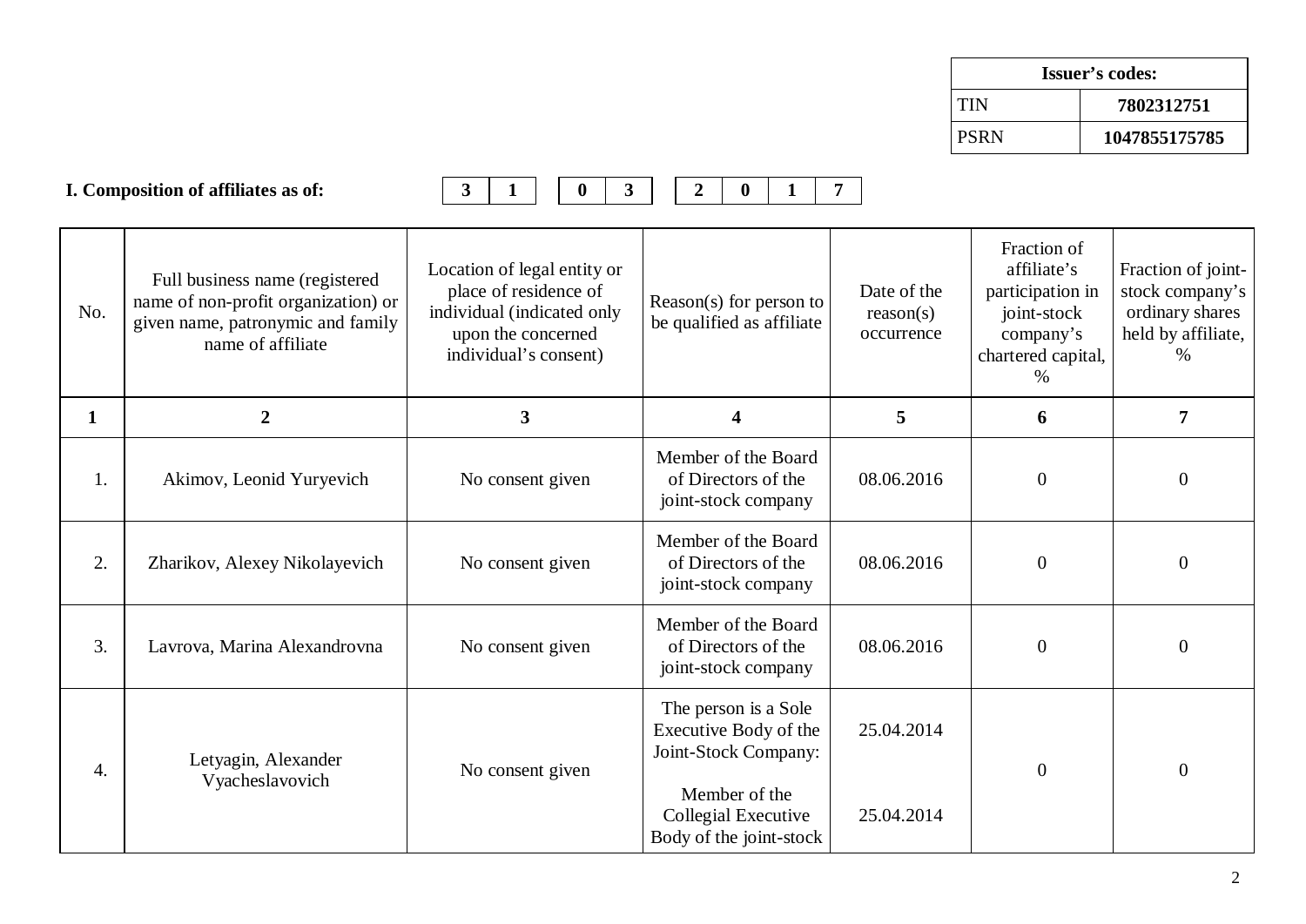| Issuer's codes: | |
|---|---|
| TIN | 7802312751 |
| PSRN | 1047855175785 |

**I. Composition of affiliates as of:** 31 03 2017

| No. | Full business name (registered name of non-profit organization) or given name, patronymic and family name of affiliate | Location of legal entity or place of residence of individual (indicated only upon the concerned individual's consent) | Reason(s) for person to be qualified as affiliate | Date of the reason(s) occurrence | Fraction of affiliate's participation in joint-stock company's chartered capital, % | Fraction of joint-stock company's ordinary shares held by affiliate, % |
|---|---|---|---|---|---|---|
| 1 | 2 | 3 | 4 | 5 | 6 | 7 |
| 1. | Akimov, Leonid Yuryevich | No consent given | Member of the Board of Directors of the joint-stock company | 08.06.2016 | 0 | 0 |
| 2. | Zharikov, Alexey Nikolayevich | No consent given | Member of the Board of Directors of the joint-stock company | 08.06.2016 | 0 | 0 |
| 3. | Lavrova, Marina Alexandrovna | No consent given | Member of the Board of Directors of the joint-stock company | 08.06.2016 | 0 | 0 |
| 4. | Letyagin, Alexander Vyacheslavovich | No consent given | The person is a Sole Executive Body of the Joint-Stock Company:<br><br>Member of the Collegial Executive Body of the joint-stock | 25.04.2014<br><br>25.04.2014 | 0 | 0 |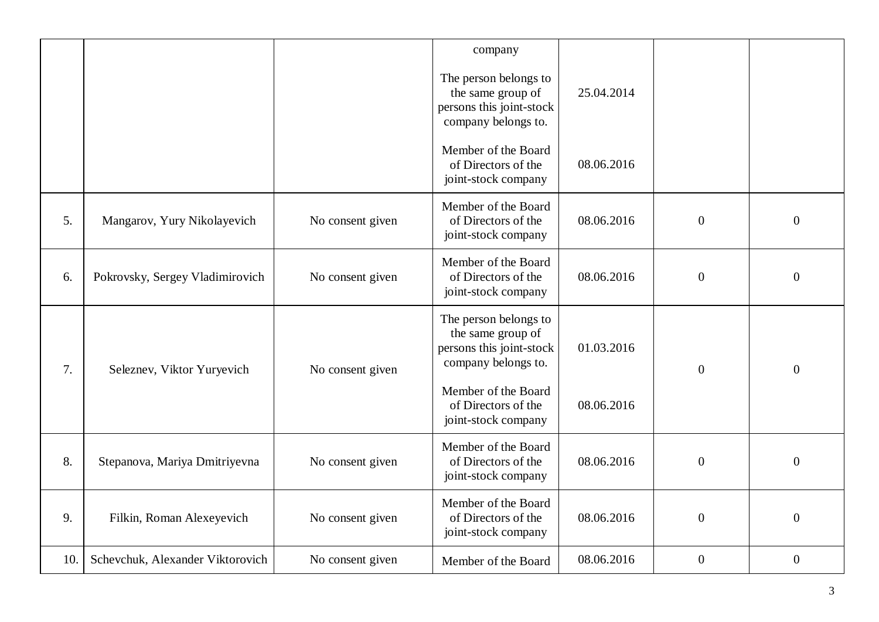| | | | | | | |
|---|---|---|---|---|---|---|
| | | | company<br><br>The person belongs to the same group of persons this joint-stock company belongs to.<br><br>Member of the Board of Directors of the joint-stock company | <br><br>25.04.2014<br><br>08.06.2016 | | |
| 5. | Mangarov, Yury Nikolayevich | No consent given | Member of the Board of Directors of the joint-stock company | 08.06.2016 | 0 | 0 |
| 6. | Pokrovsky, Sergey Vladimirovich | No consent given | Member of the Board of Directors of the joint-stock company | 08.06.2016 | 0 | 0 |
| 7. | Seleznev, Viktor Yuryevich | No consent given | The person belongs to the same group of persons this joint-stock company belongs to.<br><br>Member of the Board of Directors of the joint-stock company | 01.03.2016<br><br>08.06.2016 | 0 | 0 |
| 8. | Stepanova, Mariya Dmitriyevna | No consent given | Member of the Board of Directors of the joint-stock company | 08.06.2016 | 0 | 0 |
| 9. | Filkin, Roman Alexeyevich | No consent given | Member of the Board of Directors of the joint-stock company | 08.06.2016 | 0 | 0 |
| 10. | Schevchuk, Alexander Viktorovich | No consent given | Member of the Board | 08.06.2016 | 0 | 0 |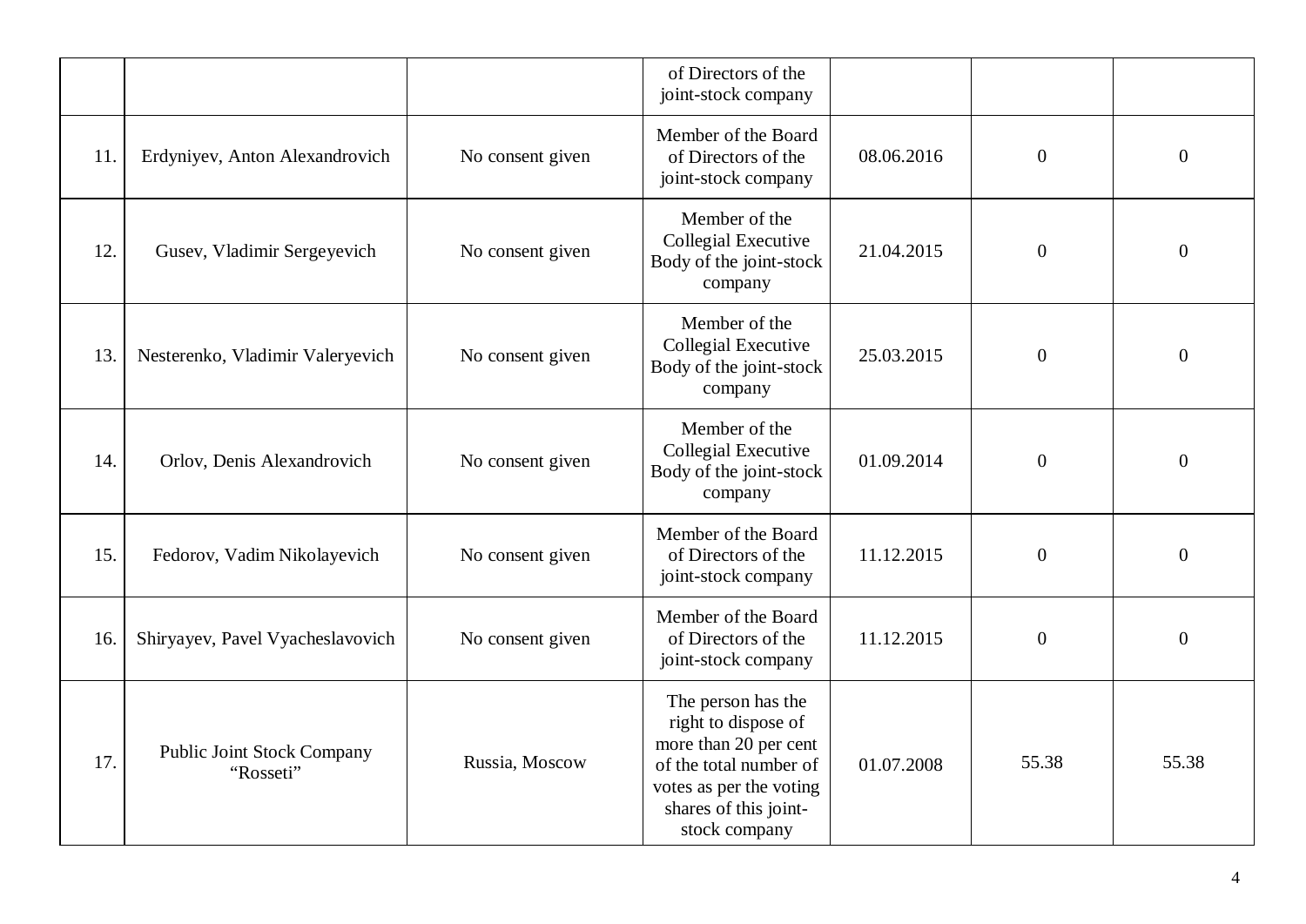| | | | of Directors of the joint-stock company | | | |
|---|---|---|---|---|---|---|
| 11. | Erdyniyev, Anton Alexandrovich | No consent given | Member of the Board of Directors of the joint-stock company | 08.06.2016 | 0 | 0 |
| 12. | Gusev, Vladimir Sergeyevich | No consent given | Member of the Collegial Executive Body of the joint-stock company | 21.04.2015 | 0 | 0 |
| 13. | Nesterenko, Vladimir Valeryevich | No consent given | Member of the Collegial Executive Body of the joint-stock company | 25.03.2015 | 0 | 0 |
| 14. | Orlov, Denis Alexandrovich | No consent given | Member of the Collegial Executive Body of the joint-stock company | 01.09.2014 | 0 | 0 |
| 15. | Fedorov, Vadim Nikolayevich | No consent given | Member of the Board of Directors of the joint-stock company | 11.12.2015 | 0 | 0 |
| 16. | Shiryayev, Pavel Vyacheslavovich | No consent given | Member of the Board of Directors of the joint-stock company | 11.12.2015 | 0 | 0 |
| 17. | Public Joint Stock Company "Rosseti" | Russia, Moscow | The person has the right to dispose of more than 20 per cent of the total number of votes as per the voting shares of this joint-stock company | 01.07.2008 | 55.38 | 55.38 |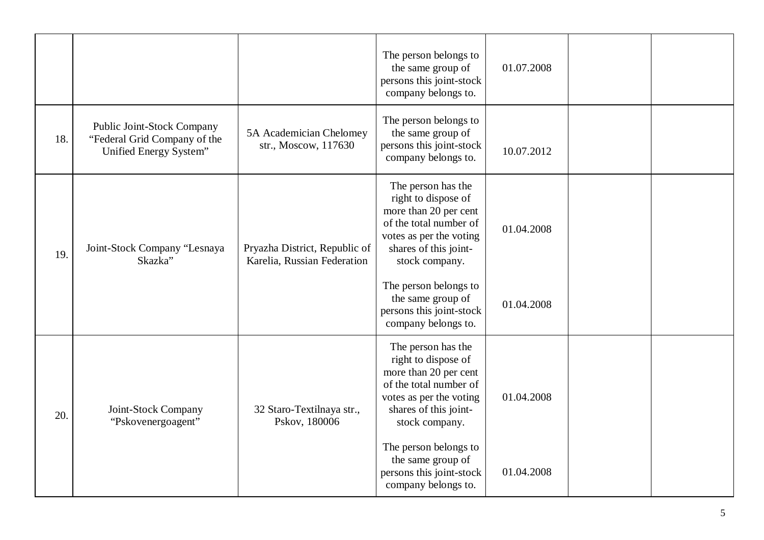| | | | | | | |
|---|---|---|---|---|---|---|
| | | | The person belongs to the same group of persons this joint-stock company belongs to. | 01.07.2008 | | |
| 18. | Public Joint-Stock Company "Federal Grid Company of the Unified Energy System" | 5A Academician Chelomey str., Moscow, 117630 | The person belongs to the same group of persons this joint-stock company belongs to. | 10.07.2012 | | |
| 19. | Joint-Stock Company "Lesnaya Skazka" | Pryazha District, Republic of Karelia, Russian Federation | The person has the right to dispose of more than 20 per cent of the total number of votes as per the voting shares of this joint-stock company.<br><br>The person belongs to the same group of persons this joint-stock company belongs to. | 01.04.2008<br><br>01.04.2008 | | |
| 20. | Joint-Stock Company "Pskovenergoagent" | 32 Staro-Textilnaya str., Pskov, 180006 | The person has the right to dispose of more than 20 per cent of the total number of votes as per the voting shares of this joint-stock company.<br><br>The person belongs to the same group of persons this joint-stock company belongs to. | 01.04.2008<br><br>01.04.2008 | | |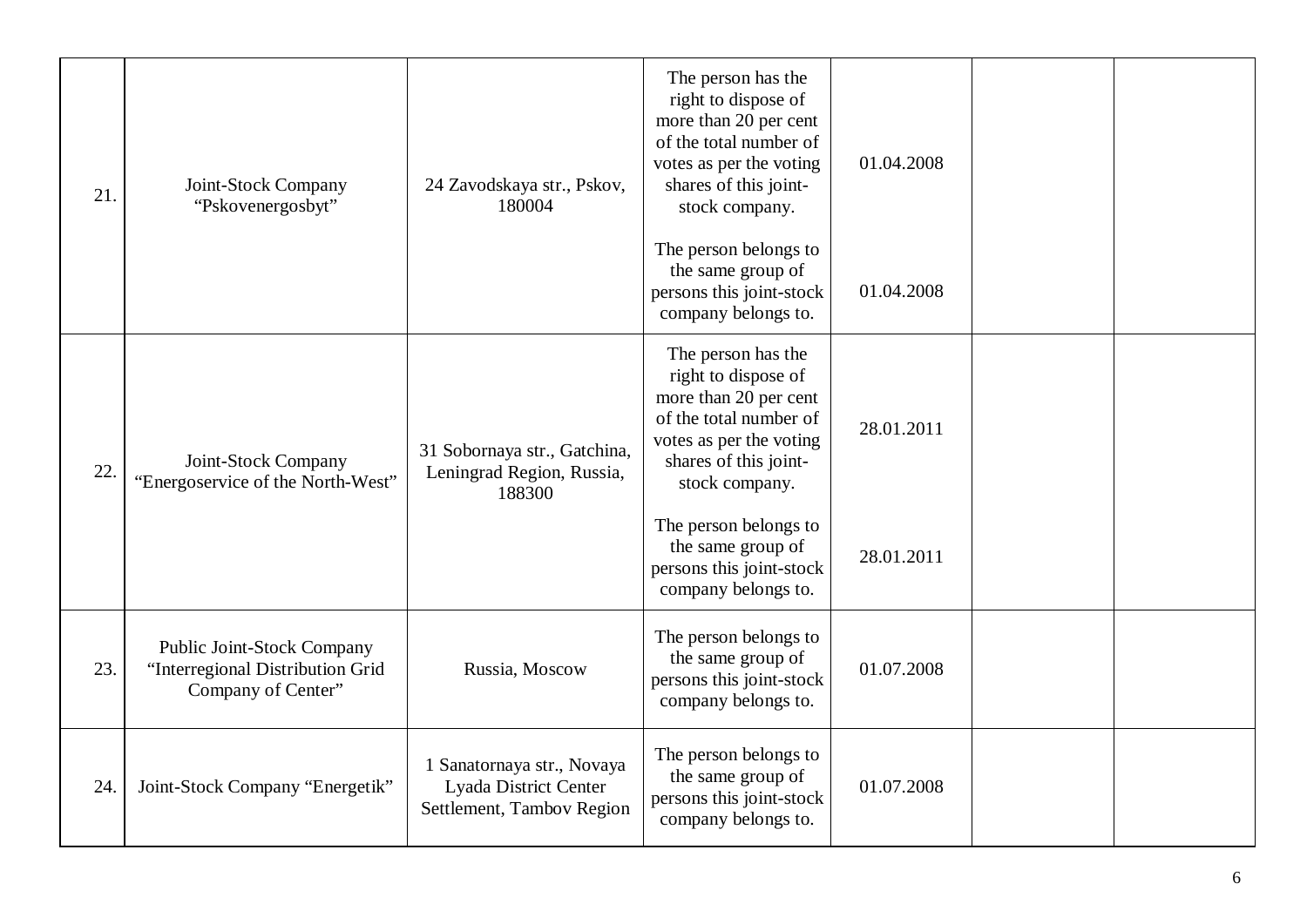| 21. | Joint-Stock Company “Pskovenergosbyt” | 24 Zavodskaya str., Pskov, 180004 | The person has the right to dispose of more than 20 per cent of the total number of votes as per the voting shares of this joint-stock company.<br><br>The person belongs to the same group of persons this joint-stock company belongs to. | 01.04.2008<br><br>01.04.2008 | | |
|---|---|---|---|---|---|---|
| 22. | Joint-Stock Company “Energoservice of the North-West” | 31 Sobornaya str., Gatchina, Leningrad Region, Russia, 188300 | The person has the right to dispose of more than 20 per cent of the total number of votes as per the voting shares of this joint-stock company.<br><br>The person belongs to the same group of persons this joint-stock company belongs to. | 28.01.2011<br><br>28.01.2011 | | |
| 23. | Public Joint-Stock Company “Interregional Distribution Grid Company of Center” | Russia, Moscow | The person belongs to the same group of persons this joint-stock company belongs to. | 01.07.2008 | | |
| 24. | Joint-Stock Company “Energetik” | 1 Sanatornaya str., Novaya Lyada District Center Settlement, Tambov Region | The person belongs to the same group of persons this joint-stock company belongs to. | 01.07.2008 | | |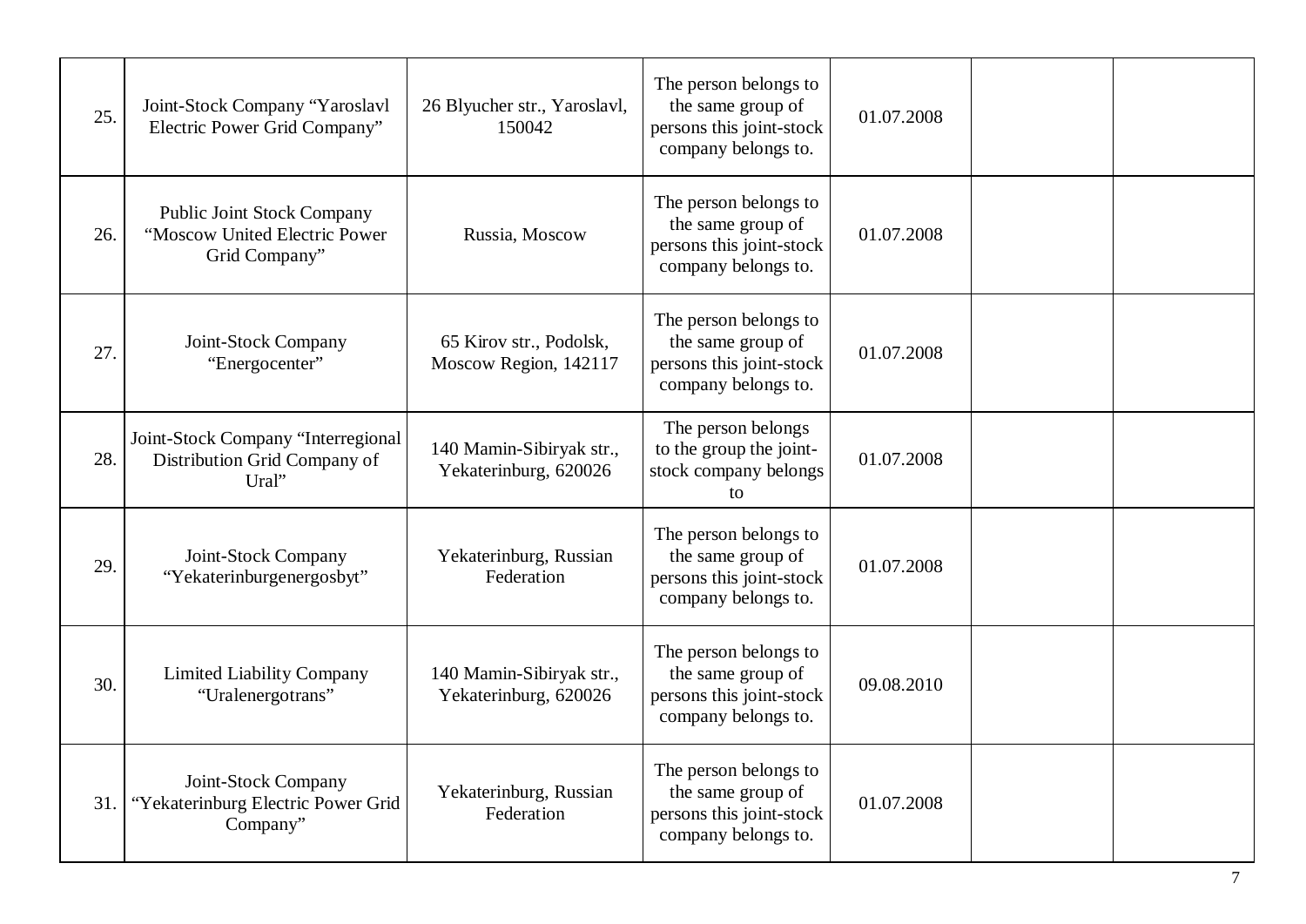| | | | | | | |
|---|---|---|---|---|---|---|
| 25. | Joint-Stock Company "Yaroslavl Electric Power Grid Company" | 26 Blyucher str., Yaroslavl, 150042 | The person belongs to the same group of persons this joint-stock company belongs to. | 01.07.2008 | | |
| 26. | Public Joint Stock Company "Moscow United Electric Power Grid Company" | Russia, Moscow | The person belongs to the same group of persons this joint-stock company belongs to. | 01.07.2008 | | |
| 27. | Joint-Stock Company "Energocenter" | 65 Kirov str., Podolsk, Moscow Region, 142117 | The person belongs to the same group of persons this joint-stock company belongs to. | 01.07.2008 | | |
| 28. | Joint-Stock Company "Interregional Distribution Grid Company of Ural" | 140 Mamin-Sibiryak str., Yekaterinburg, 620026 | The person belongs to the group the joint-stock company belongs to | 01.07.2008 | | |
| 29. | Joint-Stock Company "Yekaterinburgenergosbyt" | Yekaterinburg, Russian Federation | The person belongs to the same group of persons this joint-stock company belongs to. | 01.07.2008 | | |
| 30. | Limited Liability Company "Uralenergotrans" | 140 Mamin-Sibiryak str., Yekaterinburg, 620026 | The person belongs to the same group of persons this joint-stock company belongs to. | 09.08.2010 | | |
| 31. | Joint-Stock Company "Yekaterinburg Electric Power Grid Company" | Yekaterinburg, Russian Federation | The person belongs to the same group of persons this joint-stock company belongs to. | 01.07.2008 | | |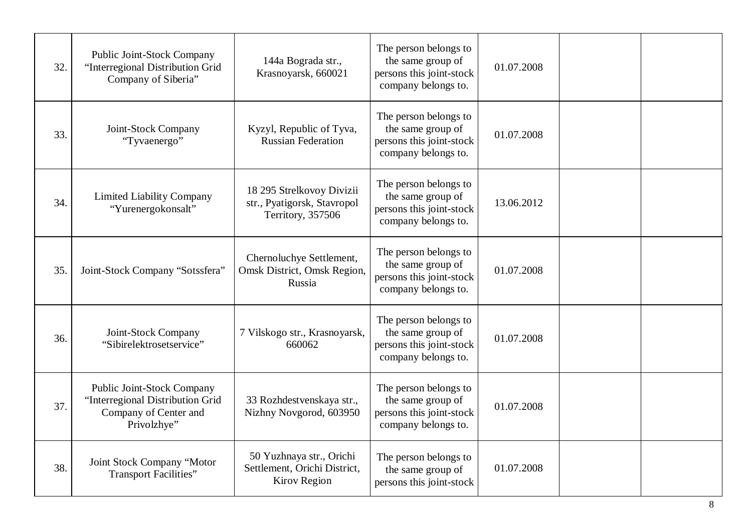| | | | | | | |
|---|---|---|---|---|---|---|
| 32. | Public Joint-Stock Company “Interregional Distribution Grid Company of Siberia” | 144a Bograda str., Krasnoyarsk, 660021 | The person belongs to the same group of persons this joint-stock company belongs to. | 01.07.2008 | | |
| 33. | Joint-Stock Company “Tyvaenergo” | Kyzyl, Republic of Tyva, Russian Federation | The person belongs to the same group of persons this joint-stock company belongs to. | 01.07.2008 | | |
| 34. | Limited Liability Company “Yurenergokonsalt” | 18 295 Strelkovoy Divizii str., Pyatigorsk, Stavropol Territory, 357506 | The person belongs to the same group of persons this joint-stock company belongs to. | 13.06.2012 | | |
| 35. | Joint-Stock Company “Sotssfera” | Chernoluchye Settlement, Omsk District, Omsk Region, Russia | The person belongs to the same group of persons this joint-stock company belongs to. | 01.07.2008 | | |
| 36. | Joint-Stock Company “Sibirelektrosetservice” | 7 Vilskogo str., Krasnoyarsk, 660062 | The person belongs to the same group of persons this joint-stock company belongs to. | 01.07.2008 | | |
| 37. | Public Joint-Stock Company “Interregional Distribution Grid Company of Center and Privolzhye” | 33 Rozhdestvenskaya str., Nizhny Novgorod, 603950 | The person belongs to the same group of persons this joint-stock company belongs to. | 01.07.2008 | | |
| 38. | Joint Stock Company “Motor Transport Facilities” | 50 Yuzhnaya str., Orichi Settlement, Orichi District, Kirov Region | The person belongs to the same group of persons this joint-stock | 01.07.2008 | | |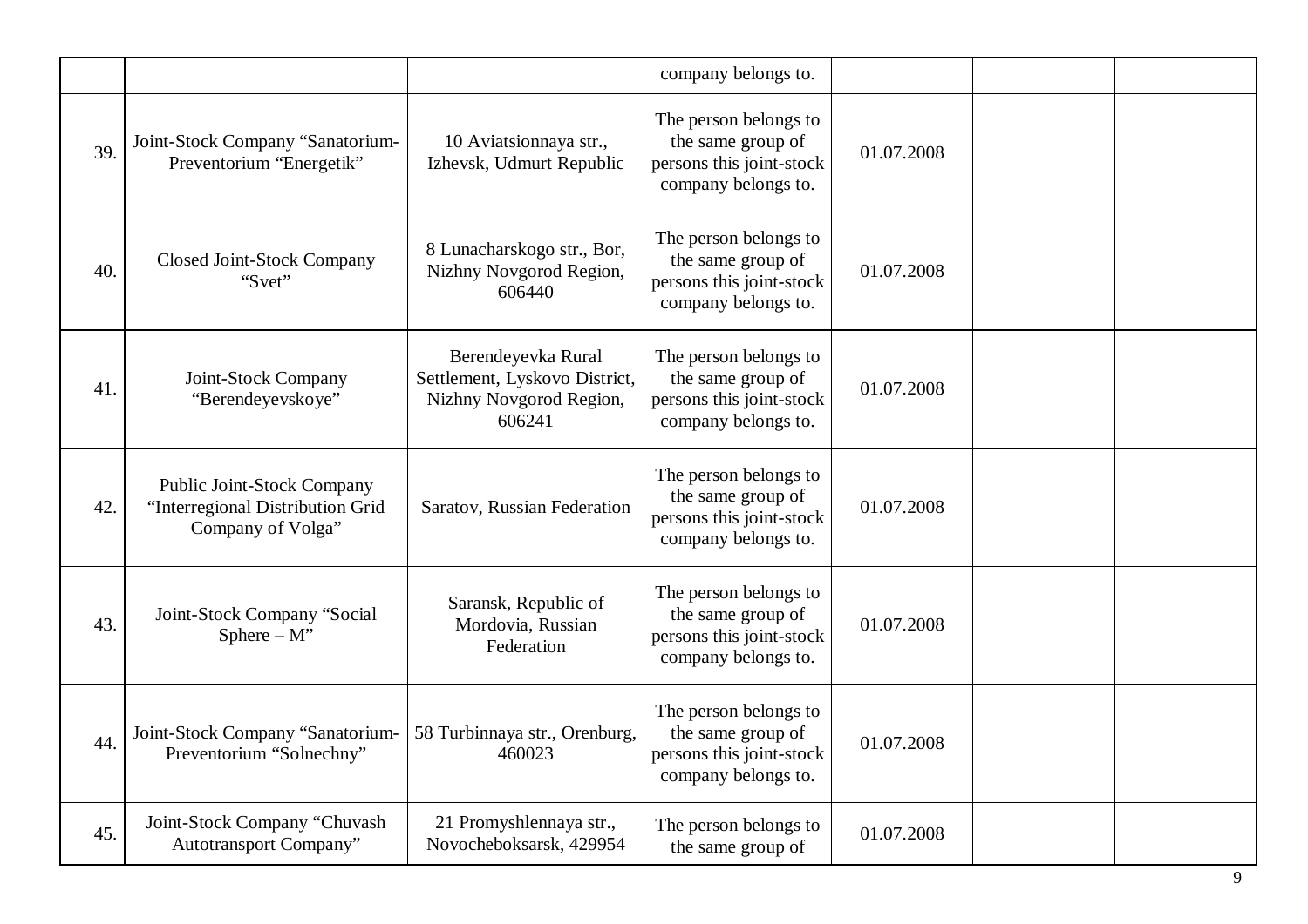| | | | | | | |
|---|---|---|---|---|---|---|
| | | | company belongs to. | | | |
| 39. | Joint-Stock Company "Sanatorium-Preventorium "Energetik" | 10 Aviatsionnaya str., Izhevsk, Udmurt Republic | The person belongs to the same group of persons this joint-stock company belongs to. | 01.07.2008 | | |
| 40. | Closed Joint-Stock Company "Svet" | 8 Lunacharskogo str., Bor, Nizhny Novgorod Region, 606440 | The person belongs to the same group of persons this joint-stock company belongs to. | 01.07.2008 | | |
| 41. | Joint-Stock Company "Berendeyevskoye" | Berendeyevka Rural Settlement, Lyskovo District, Nizhny Novgorod Region, 606241 | The person belongs to the same group of persons this joint-stock company belongs to. | 01.07.2008 | | |
| 42. | Public Joint-Stock Company "Interregional Distribution Grid Company of Volga" | Saratov, Russian Federation | The person belongs to the same group of persons this joint-stock company belongs to. | 01.07.2008 | | |
| 43. | Joint-Stock Company "Social Sphere – M" | Saransk, Republic of Mordovia, Russian Federation | The person belongs to the same group of persons this joint-stock company belongs to. | 01.07.2008 | | |
| 44. | Joint-Stock Company "Sanatorium-Preventorium "Solnechny" | 58 Turbinnaya str., Orenburg, 460023 | The person belongs to the same group of persons this joint-stock company belongs to. | 01.07.2008 | | |
| 45. | Joint-Stock Company "Chuvash Autotransport Company" | 21 Promyshlennaya str., Novocheboksarsk, 429954 | The person belongs to the same group of | 01.07.2008 | | |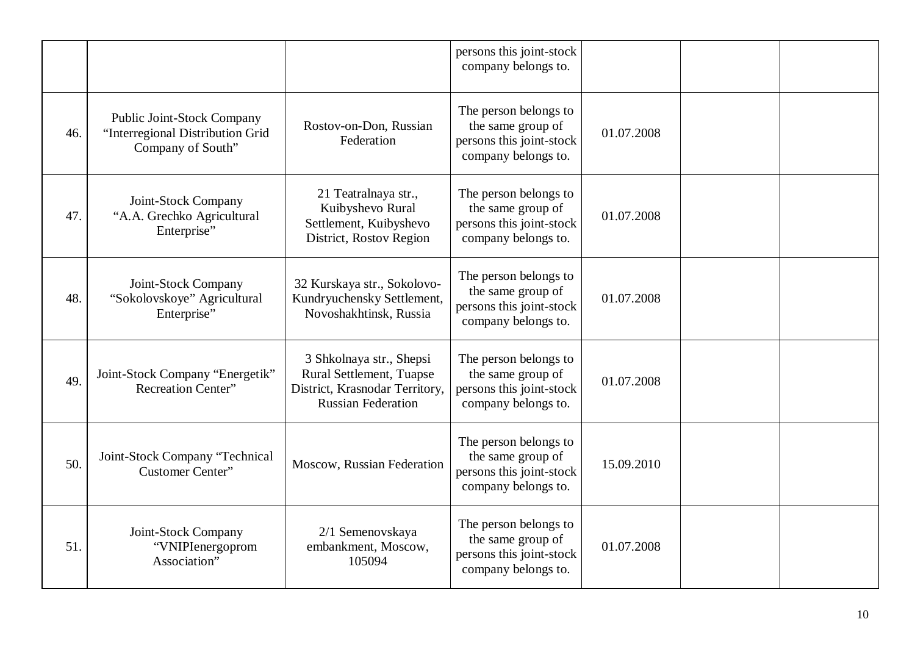| | | | | | | |
|---|---|---|---|---|---|---|
| | | | persons this joint-stock company belongs to. | | | |
| 46. | Public Joint-Stock Company “Interregional Distribution Grid Company of South” | Rostov-on-Don, Russian Federation | The person belongs to the same group of persons this joint-stock company belongs to. | 01.07.2008 | | |
| 47. | Joint-Stock Company “A.A. Grechko Agricultural Enterprise” | 21 Teatralnaya str., Kuibyshevo Rural Settlement, Kuibyshevo District, Rostov Region | The person belongs to the same group of persons this joint-stock company belongs to. | 01.07.2008 | | |
| 48. | Joint-Stock Company “Sokolovskoye” Agricultural Enterprise” | 32 Kurskaya str., Sokolovo-Kundryuchensky Settlement, Novoshakhtinsk, Russia | The person belongs to the same group of persons this joint-stock company belongs to. | 01.07.2008 | | |
| 49. | Joint-Stock Company “Energetik” Recreation Center” | 3 Shkolnaya str., Shepsi Rural Settlement, Tuapse District, Krasnodar Territory, Russian Federation | The person belongs to the same group of persons this joint-stock company belongs to. | 01.07.2008 | | |
| 50. | Joint-Stock Company “Technical Customer Center” | Moscow, Russian Federation | The person belongs to the same group of persons this joint-stock company belongs to. | 15.09.2010 | | |
| 51. | Joint-Stock Company “VNIPIenergoprom Association” | 2/1 Semenovskaya embankment, Moscow, 105094 | The person belongs to the same group of persons this joint-stock company belongs to. | 01.07.2008 | | |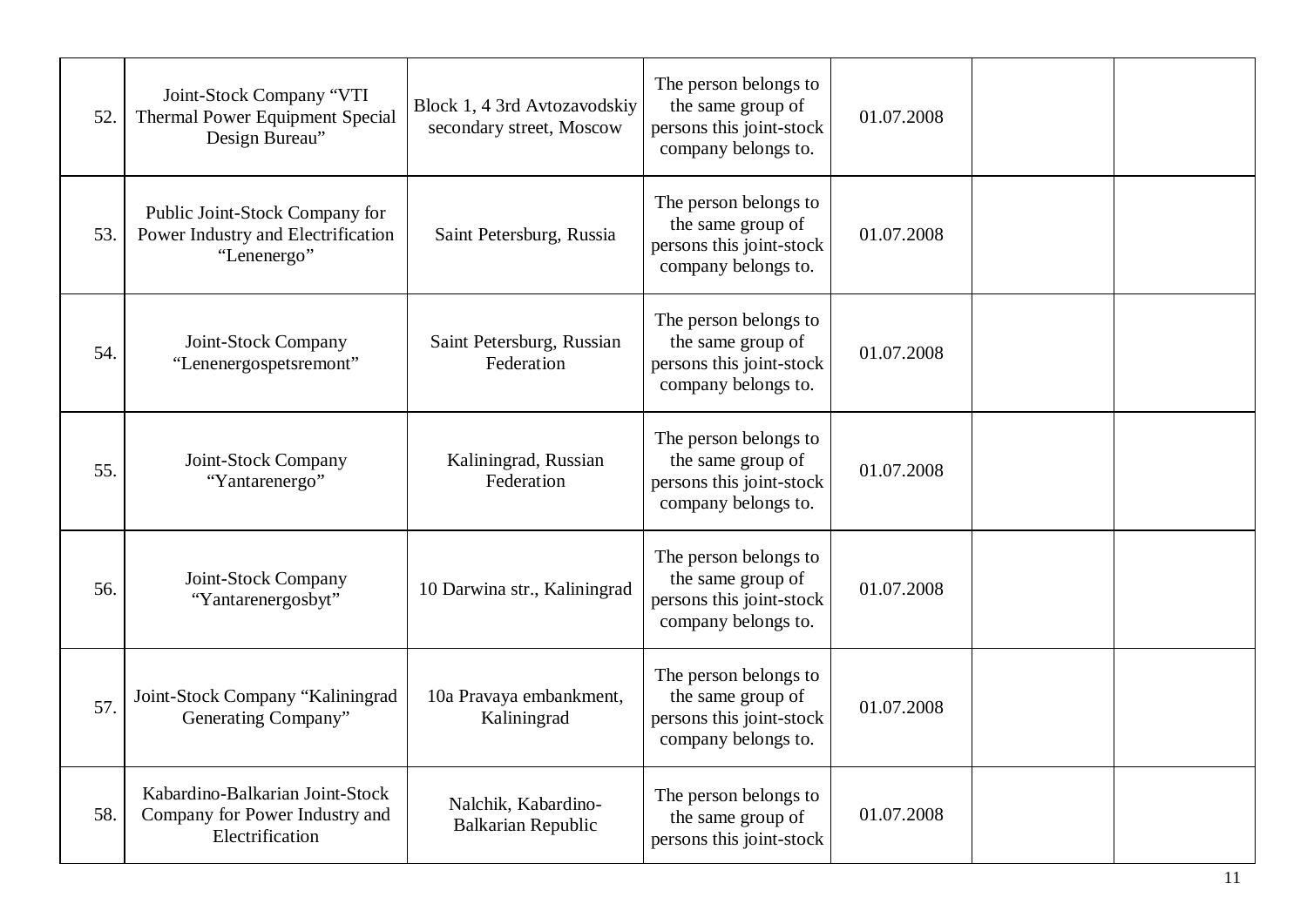| | | | | | | |
|---|---|---|---|---|---|---|
| 52. | Joint-Stock Company "VTI Thermal Power Equipment Special Design Bureau" | Block 1, 4 3rd Avtozavodskiy secondary street, Moscow | The person belongs to the same group of persons this joint-stock company belongs to. | 01.07.2008 | | |
| 53. | Public Joint-Stock Company for Power Industry and Electrification "Lenenergo" | Saint Petersburg, Russia | The person belongs to the same group of persons this joint-stock company belongs to. | 01.07.2008 | | |
| 54. | Joint-Stock Company "Lenenergospetsremont" | Saint Petersburg, Russian Federation | The person belongs to the same group of persons this joint-stock company belongs to. | 01.07.2008 | | |
| 55. | Joint-Stock Company "Yantarenergo" | Kaliningrad, Russian Federation | The person belongs to the same group of persons this joint-stock company belongs to. | 01.07.2008 | | |
| 56. | Joint-Stock Company "Yantarenergosbyt" | 10 Darwina str., Kaliningrad | The person belongs to the same group of persons this joint-stock company belongs to. | 01.07.2008 | | |
| 57. | Joint-Stock Company "Kaliningrad Generating Company" | 10a Pravaya embankment, Kaliningrad | The person belongs to the same group of persons this joint-stock company belongs to. | 01.07.2008 | | |
| 58. | Kabardino-Balkarian Joint-Stock Company for Power Industry and Electrification | Nalchik, Kabardino-Balkarian Republic | The person belongs to the same group of persons this joint-stock | 01.07.2008 | | |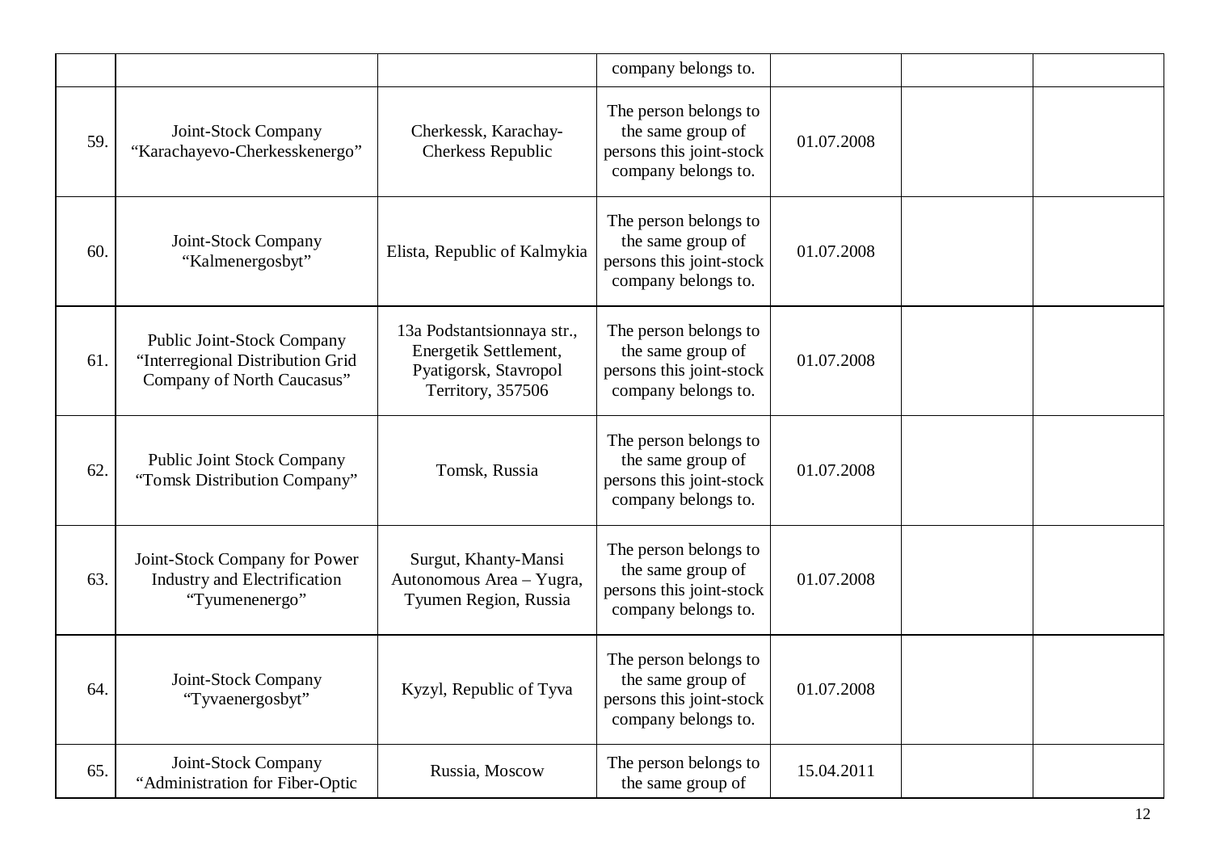| | | | | | | |
|---|---|---|---|---|---|---|
| | | | company belongs to. | | | |
| 59. | Joint-Stock Company “Karachayevo-Cherkesskenergo” | Cherkessk, Karachay-Cherkess Republic | The person belongs to the same group of persons this joint-stock company belongs to. | 01.07.2008 | | |
| 60. | Joint-Stock Company “Kalmenergosbyt” | Elista, Republic of Kalmykia | The person belongs to the same group of persons this joint-stock company belongs to. | 01.07.2008 | | |
| 61. | Public Joint-Stock Company “Interregional Distribution Grid Company of North Caucasus” | 13a Podstantsionnaya str., Energetik Settlement, Pyatigorsk, Stavropol Territory, 357506 | The person belongs to the same group of persons this joint-stock company belongs to. | 01.07.2008 | | |
| 62. | Public Joint Stock Company “Tomsk Distribution Company” | Tomsk, Russia | The person belongs to the same group of persons this joint-stock company belongs to. | 01.07.2008 | | |
| 63. | Joint-Stock Company for Power Industry and Electrification “Tyumenenergo” | Surgut, Khanty-Mansi Autonomous Area – Yugra, Tyumen Region, Russia | The person belongs to the same group of persons this joint-stock company belongs to. | 01.07.2008 | | |
| 64. | Joint-Stock Company “Tyvaenergosbyt” | Kyzyl, Republic of Tyva | The person belongs to the same group of persons this joint-stock company belongs to. | 01.07.2008 | | |
| 65. | Joint-Stock Company “Administration for Fiber-Optic | Russia, Moscow | The person belongs to the same group of | 15.04.2011 | | |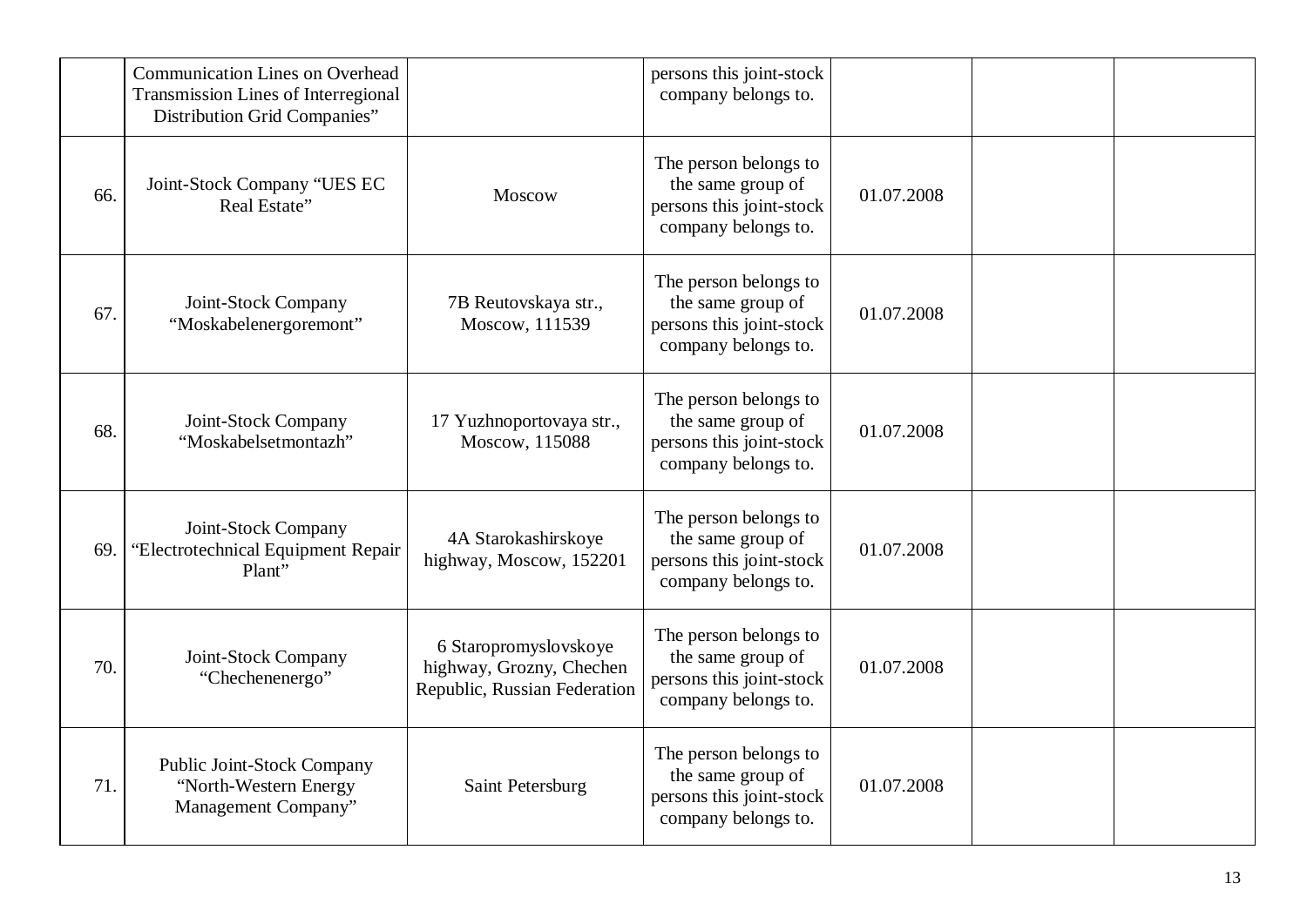| | | | | | | |
|---|---|---|---|---|---|---|
| | Communication Lines on Overhead Transmission Lines of Interregional Distribution Grid Companies” | | persons this joint-stock company belongs to. | | | |
| 66. | Joint-Stock Company “UES EC Real Estate” | Moscow | The person belongs to the same group of persons this joint-stock company belongs to. | 01.07.2008 | | |
| 67. | Joint-Stock Company “Moskabelenergoremont” | 7B Reutovskaya str., Moscow, 111539 | The person belongs to the same group of persons this joint-stock company belongs to. | 01.07.2008 | | |
| 68. | Joint-Stock Company “Moskabelsetmontazh” | 17 Yuzhnoportovaya str., Moscow, 115088 | The person belongs to the same group of persons this joint-stock company belongs to. | 01.07.2008 | | |
| 69. | Joint-Stock Company “Electrotechnical Equipment Repair Plant” | 4A Starokashirskoye highway, Moscow, 152201 | The person belongs to the same group of persons this joint-stock company belongs to. | 01.07.2008 | | |
| 70. | Joint-Stock Company “Chechenenergo” | 6 Staropromyslovskoye highway, Grozny, Chechen Republic, Russian Federation | The person belongs to the same group of persons this joint-stock company belongs to. | 01.07.2008 | | |
| 71. | Public Joint-Stock Company “North-Western Energy Management Company” | Saint Petersburg | The person belongs to the same group of persons this joint-stock company belongs to. | 01.07.2008 | | |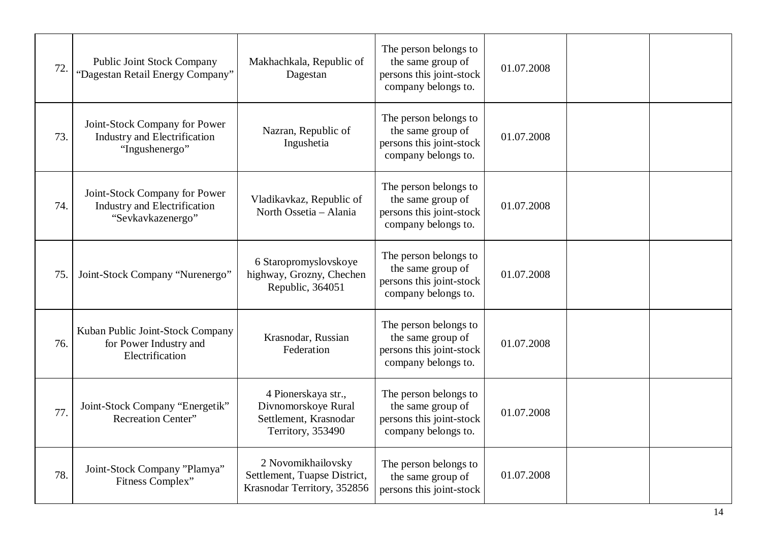| | | | | | | |
|---|---|---|---|---|---|---|
| 72. | Public Joint Stock Company “Dagestan Retail Energy Company” | Makhachkala, Republic of Dagestan | The person belongs to the same group of persons this joint-stock company belongs to. | 01.07.2008 | | |
| 73. | Joint-Stock Company for Power Industry and Electrification “Ingushenergo” | Nazran, Republic of Ingushetia | The person belongs to the same group of persons this joint-stock company belongs to. | 01.07.2008 | | |
| 74. | Joint-Stock Company for Power Industry and Electrification “Sevkavkazenergo” | Vladikavkaz, Republic of North Ossetia – Alania | The person belongs to the same group of persons this joint-stock company belongs to. | 01.07.2008 | | |
| 75. | Joint-Stock Company “Nurenergo” | 6 Staropromyslovskoye highway, Grozny, Chechen Republic, 364051 | The person belongs to the same group of persons this joint-stock company belongs to. | 01.07.2008 | | |
| 76. | Kuban Public Joint-Stock Company for Power Industry and Electrification | Krasnodar, Russian Federation | The person belongs to the same group of persons this joint-stock company belongs to. | 01.07.2008 | | |
| 77. | Joint-Stock Company “Energetik” Recreation Center” | 4 Pionerskaya str., Divnomorskoye Rural Settlement, Krasnodar Territory, 353490 | The person belongs to the same group of persons this joint-stock company belongs to. | 01.07.2008 | | |
| 78. | Joint-Stock Company ”Plamya” Fitness Complex” | 2 Novomikhailovsky Settlement, Tuapse District, Krasnodar Territory, 352856 | The person belongs to the same group of persons this joint-stock | 01.07.2008 | | |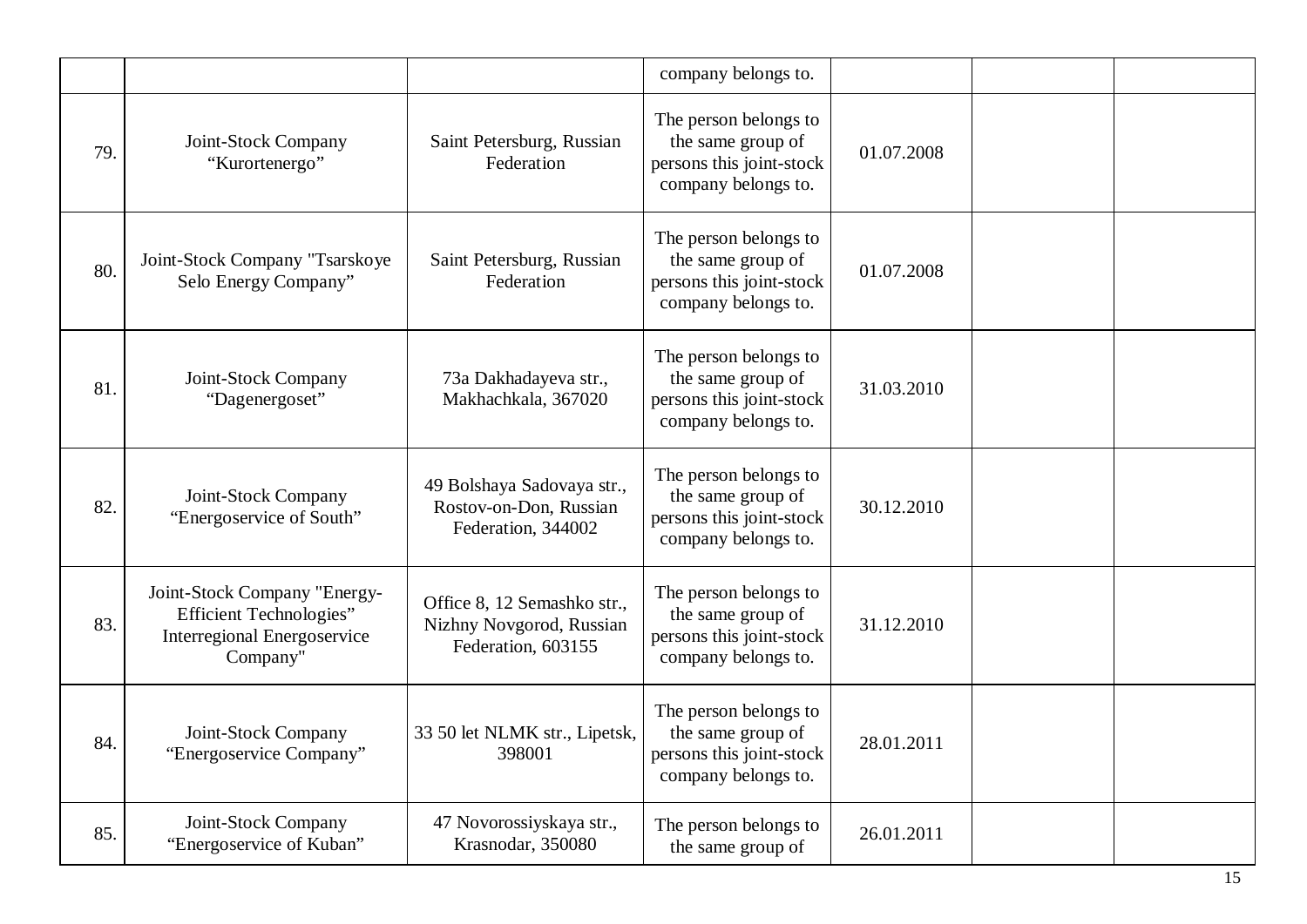| | | | | | | |
|---|---|---|---|---|---|---|
| | | | company belongs to. | | | |
| 79. | Joint-Stock Company “Kurortenergo” | Saint Petersburg, Russian Federation | The person belongs to the same group of persons this joint-stock company belongs to. | 01.07.2008 | | |
| 80. | Joint-Stock Company "Tsarskoye Selo Energy Company” | Saint Petersburg, Russian Federation | The person belongs to the same group of persons this joint-stock company belongs to. | 01.07.2008 | | |
| 81. | Joint-Stock Company “Dagenergoset” | 73a Dakhadayeva str., Makhachkala, 367020 | The person belongs to the same group of persons this joint-stock company belongs to. | 31.03.2010 | | |
| 82. | Joint-Stock Company “Energoservice of South” | 49 Bolshaya Sadovaya str., Rostov-on-Don, Russian Federation, 344002 | The person belongs to the same group of persons this joint-stock company belongs to. | 30.12.2010 | | |
| 83. | Joint-Stock Company "Energy-Efficient Technologies” Interregional Energoservice Company" | Office 8, 12 Semashko str., Nizhny Novgorod, Russian Federation, 603155 | The person belongs to the same group of persons this joint-stock company belongs to. | 31.12.2010 | | |
| 84. | Joint-Stock Company “Energoservice Company” | 33 50 let NLMK str., Lipetsk, 398001 | The person belongs to the same group of persons this joint-stock company belongs to. | 28.01.2011 | | |
| 85. | Joint-Stock Company “Energoservice of Kuban” | 47 Novorossiyskaya str., Krasnodar, 350080 | The person belongs to the same group of | 26.01.2011 | | |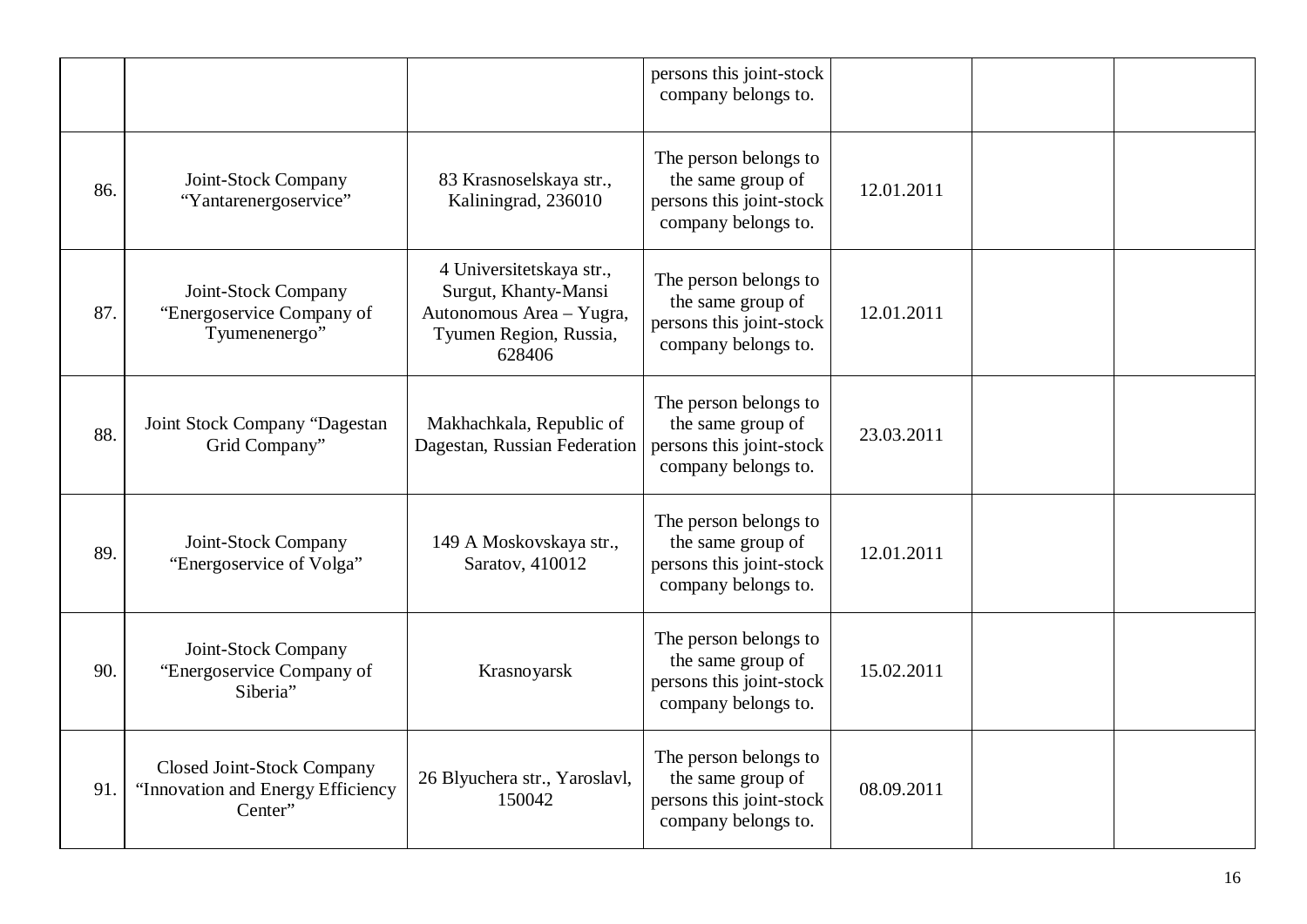| | | | | | | |
|---|---|---|---|---|---|---|
| | | | persons this joint-stock company belongs to. | | | |
| 86. | Joint-Stock Company “Yantarenergoservice” | 83 Krasnoselskaya str., Kaliningrad, 236010 | The person belongs to the same group of persons this joint-stock company belongs to. | 12.01.2011 | | |
| 87. | Joint-Stock Company “Energoservice Company of Tyumenenergo” | 4 Universitetskaya str., Surgut, Khanty-Mansi Autonomous Area – Yugra, Tyumen Region, Russia, 628406 | The person belongs to the same group of persons this joint-stock company belongs to. | 12.01.2011 | | |
| 88. | Joint Stock Company “Dagestan Grid Company” | Makhachkala, Republic of Dagestan, Russian Federation | The person belongs to the same group of persons this joint-stock company belongs to. | 23.03.2011 | | |
| 89. | Joint-Stock Company “Energoservice of Volga” | 149 A Moskovskaya str., Saratov, 410012 | The person belongs to the same group of persons this joint-stock company belongs to. | 12.01.2011 | | |
| 90. | Joint-Stock Company “Energoservice Company of Siberia” | Krasnoyarsk | The person belongs to the same group of persons this joint-stock company belongs to. | 15.02.2011 | | |
| 91. | Closed Joint-Stock Company “Innovation and Energy Efficiency Center” | 26 Blyuchera str., Yaroslavl, 150042 | The person belongs to the same group of persons this joint-stock company belongs to. | 08.09.2011 | | |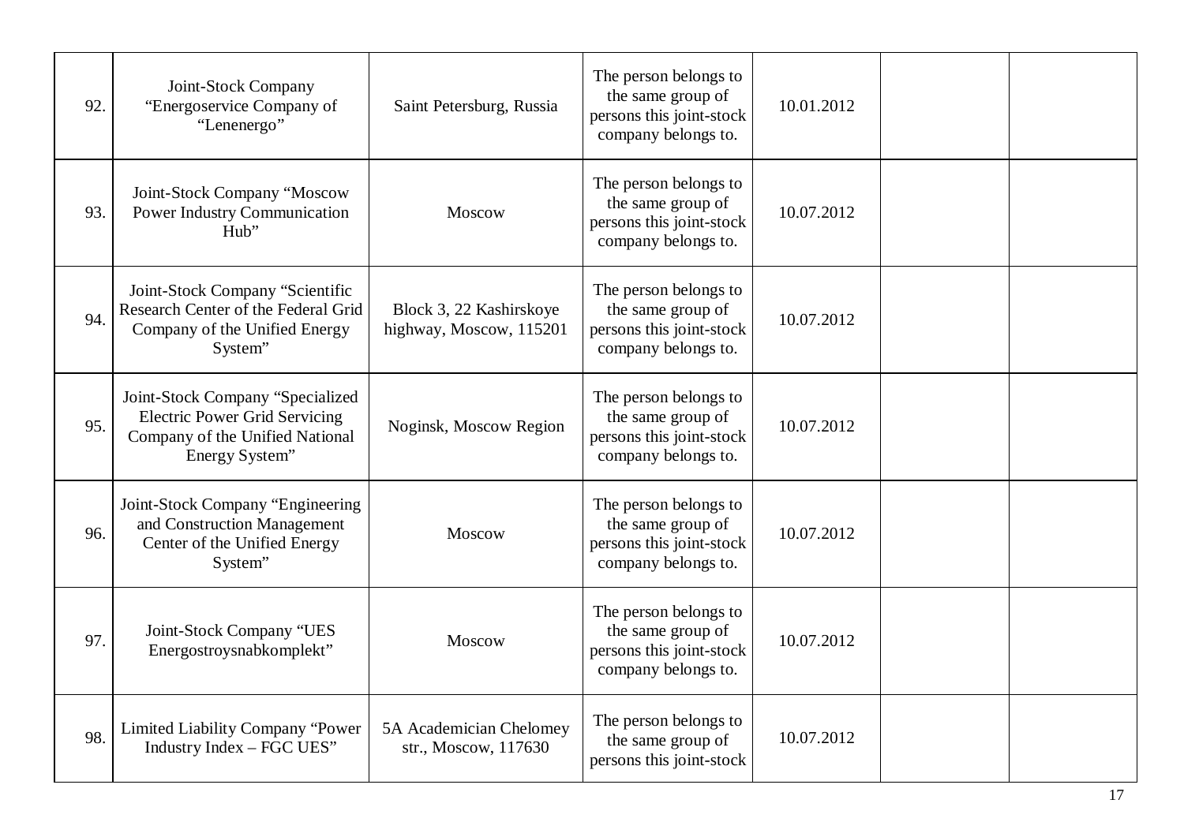|  |  |  |  |  |  |  |
|---|---|---|---|---|---|---|
| 92. | Joint-Stock Company "Energoservice Company of "Lenenergo" | Saint Petersburg, Russia | The person belongs to the same group of persons this joint-stock company belongs to. | 10.01.2012 |  |  |
| 93. | Joint-Stock Company "Moscow Power Industry Communication Hub" | Moscow | The person belongs to the same group of persons this joint-stock company belongs to. | 10.07.2012 |  |  |
| 94. | Joint-Stock Company "Scientific Research Center of the Federal Grid Company of the Unified Energy System" | Block 3, 22 Kashirskoye highway, Moscow, 115201 | The person belongs to the same group of persons this joint-stock company belongs to. | 10.07.2012 |  |  |
| 95. | Joint-Stock Company "Specialized Electric Power Grid Servicing Company of the Unified National Energy System" | Noginsk, Moscow Region | The person belongs to the same group of persons this joint-stock company belongs to. | 10.07.2012 |  |  |
| 96. | Joint-Stock Company "Engineering and Construction Management Center of the Unified Energy System" | Moscow | The person belongs to the same group of persons this joint-stock company belongs to. | 10.07.2012 |  |  |
| 97. | Joint-Stock Company "UES Energostroysnabkomplekt" | Moscow | The person belongs to the same group of persons this joint-stock company belongs to. | 10.07.2012 |  |  |
| 98. | Limited Liability Company "Power Industry Index – FGC UES" | 5A Academician Chelomey str., Moscow, 117630 | The person belongs to the same group of persons this joint-stock | 10.07.2012 |  |  |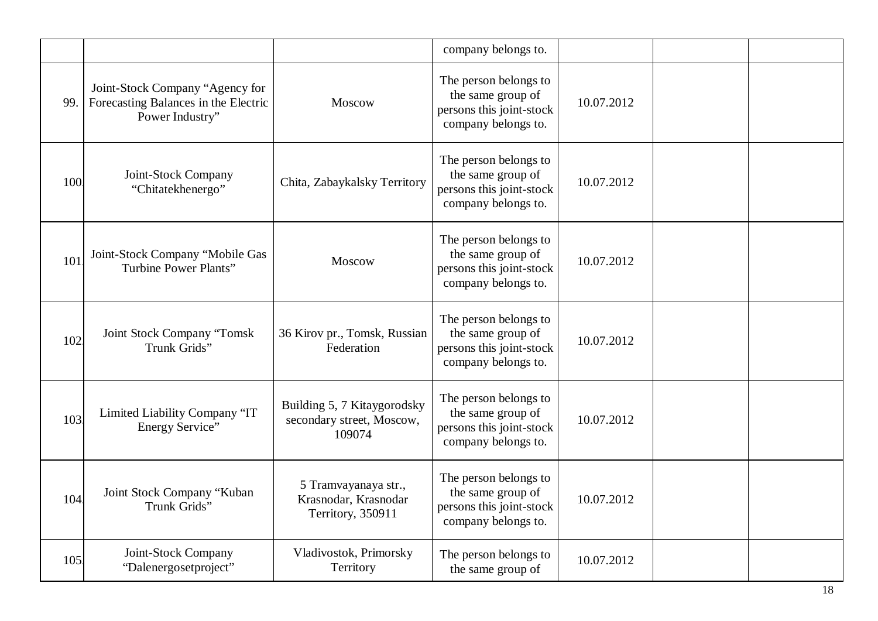| | | | | | | |
|---|---|---|---|---|---|---|
| | | | company belongs to. | | | |
| 99. | Joint-Stock Company “Agency for Forecasting Balances in the Electric Power Industry” | Moscow | The person belongs to the same group of persons this joint-stock company belongs to. | 10.07.2012 | | |
| 100. | Joint-Stock Company “Chitatekhenergo” | Chita, Zabaykalsky Territory | The person belongs to the same group of persons this joint-stock company belongs to. | 10.07.2012 | | |
| 101. | Joint-Stock Company “Mobile Gas Turbine Power Plants” | Moscow | The person belongs to the same group of persons this joint-stock company belongs to. | 10.07.2012 | | |
| 102. | Joint Stock Company “Tomsk Trunk Grids” | 36 Kirov pr., Tomsk, Russian Federation | The person belongs to the same group of persons this joint-stock company belongs to. | 10.07.2012 | | |
| 103. | Limited Liability Company “IT Energy Service” | Building 5, 7 Kitaygorodsky secondary street, Moscow, 109074 | The person belongs to the same group of persons this joint-stock company belongs to. | 10.07.2012 | | |
| 104. | Joint Stock Company “Kuban Trunk Grids” | 5 Tramvayanaya str., Krasnodar, Krasnodar Territory, 350911 | The person belongs to the same group of persons this joint-stock company belongs to. | 10.07.2012 | | |
| 105. | Joint-Stock Company “Dalenergosetproject” | Vladivostok, Primorsky Territory | The person belongs to the same group of | 10.07.2012 | | |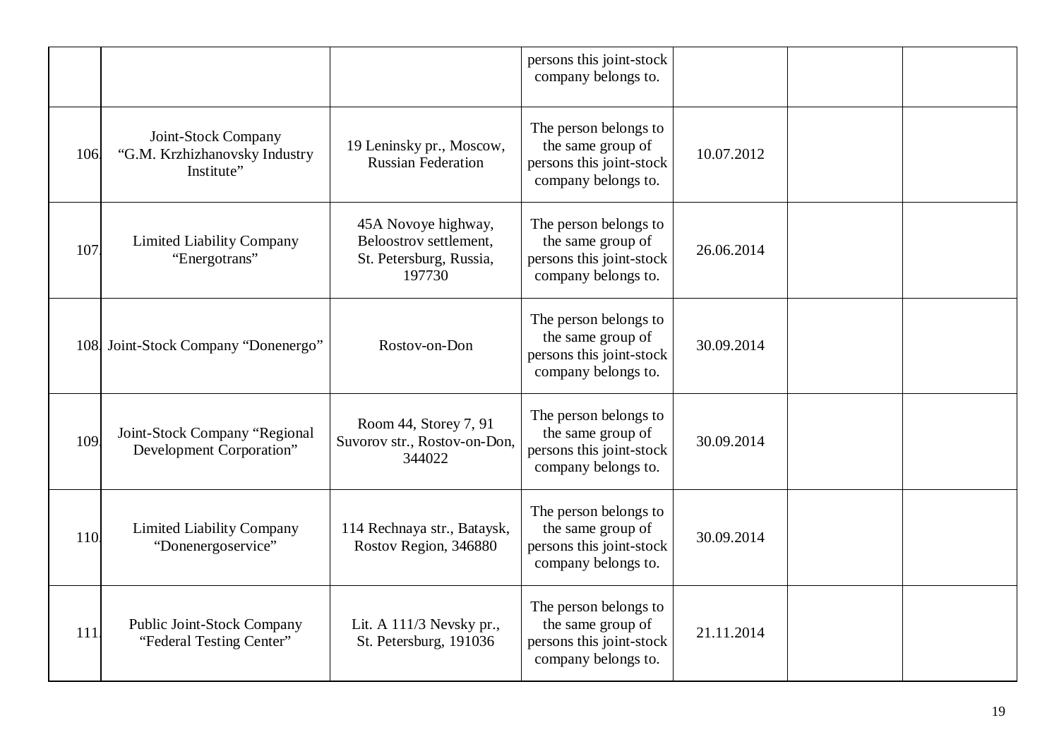| | | | persons this joint-stock company belongs to. | | | |
|---|---|---|---|---|---|---|
| 106. | Joint-Stock Company "G.M. Krzhizhanovsky Industry Institute" | 19 Leninsky pr., Moscow, Russian Federation | The person belongs to the same group of persons this joint-stock company belongs to. | 10.07.2012 | | |
| 107. | Limited Liability Company "Energotrans" | 45A Novoye highway, Beloostrov settlement, St. Petersburg, Russia, 197730 | The person belongs to the same group of persons this joint-stock company belongs to. | 26.06.2014 | | |
| 108. | Joint-Stock Company "Donenergo" | Rostov-on-Don | The person belongs to the same group of persons this joint-stock company belongs to. | 30.09.2014 | | |
| 109. | Joint-Stock Company "Regional Development Corporation" | Room 44, Storey 7, 91 Suvorov str., Rostov-on-Don, 344022 | The person belongs to the same group of persons this joint-stock company belongs to. | 30.09.2014 | | |
| 110. | Limited Liability Company "Donenergoservice" | 114 Rechnaya str., Bataysk, Rostov Region, 346880 | The person belongs to the same group of persons this joint-stock company belongs to. | 30.09.2014 | | |
| 111. | Public Joint-Stock Company "Federal Testing Center" | Lit. A 111/3 Nevsky pr., St. Petersburg, 191036 | The person belongs to the same group of persons this joint-stock company belongs to. | 21.11.2014 | | |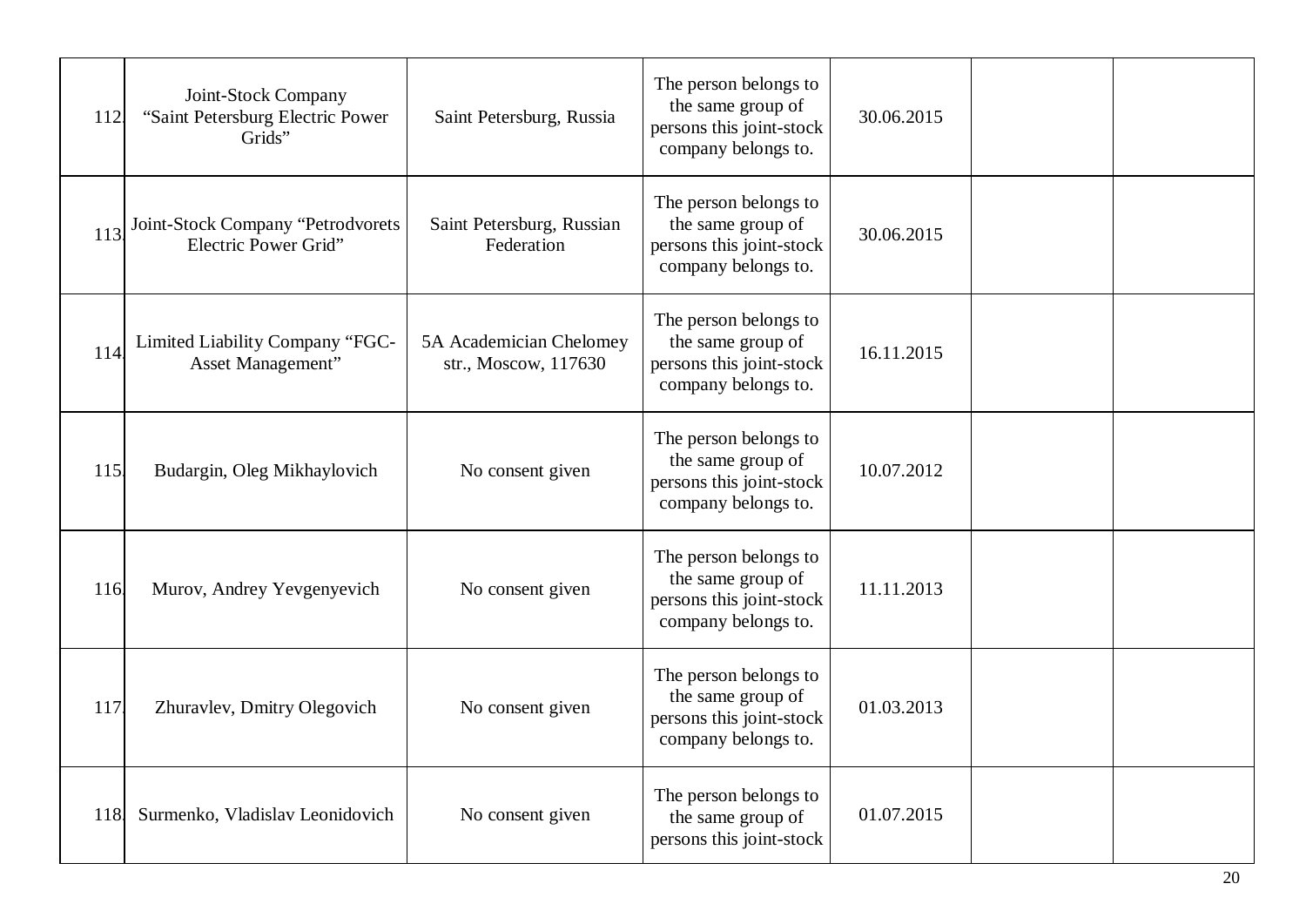| | | | | | | |
|---|---|---|---|---|---|---|
| 112. | Joint-Stock Company "Saint Petersburg Electric Power Grids" | Saint Petersburg, Russia | The person belongs to the same group of persons this joint-stock company belongs to. | 30.06.2015 | | |
| 113. | Joint-Stock Company "Petrodvorets Electric Power Grid" | Saint Petersburg, Russian Federation | The person belongs to the same group of persons this joint-stock company belongs to. | 30.06.2015 | | |
| 114. | Limited Liability Company "FGC-Asset Management" | 5A Academician Chelomey str., Moscow, 117630 | The person belongs to the same group of persons this joint-stock company belongs to. | 16.11.2015 | | |
| 115. | Budargin, Oleg Mikhaylovich | No consent given | The person belongs to the same group of persons this joint-stock company belongs to. | 10.07.2012 | | |
| 116. | Murov, Andrey Yevgenyevich | No consent given | The person belongs to the same group of persons this joint-stock company belongs to. | 11.11.2013 | | |
| 117. | Zhuravlev, Dmitry Olegovich | No consent given | The person belongs to the same group of persons this joint-stock company belongs to. | 01.03.2013 | | |
| 118. | Surmenko, Vladislav Leonidovich | No consent given | The person belongs to the same group of persons this joint-stock | 01.07.2015 | | |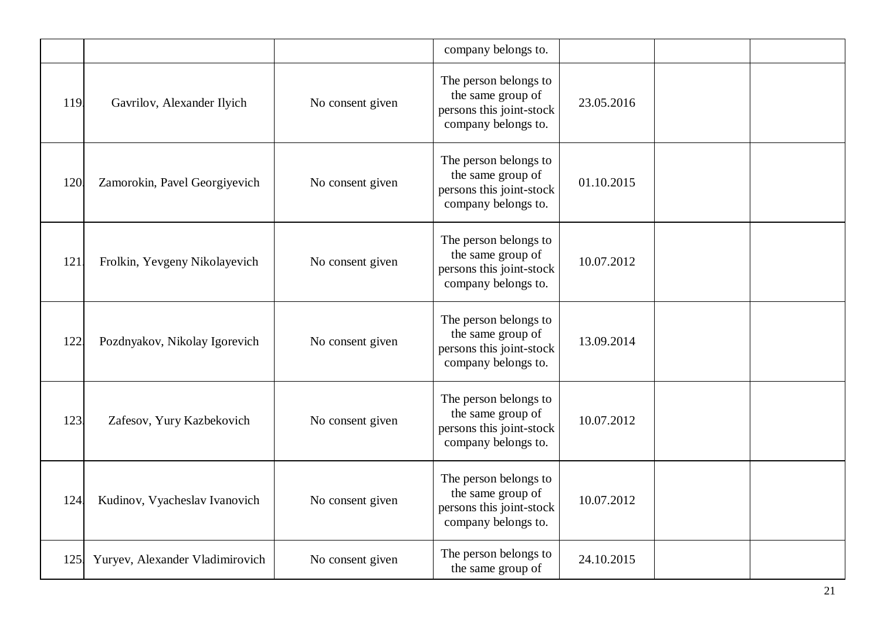| | | | company belongs to. | | | |
|---|---|---|---|---|---|---|
| 119. | Gavrilov, Alexander Ilyich | No consent given | The person belongs to the same group of persons this joint-stock company belongs to. | 23.05.2016 | | |
| 120. | Zamorokin, Pavel Georgiyevich | No consent given | The person belongs to the same group of persons this joint-stock company belongs to. | 01.10.2015 | | |
| 121. | Frolkin, Yevgeny Nikolayevich | No consent given | The person belongs to the same group of persons this joint-stock company belongs to. | 10.07.2012 | | |
| 122. | Pozdnyakov, Nikolay Igorevich | No consent given | The person belongs to the same group of persons this joint-stock company belongs to. | 13.09.2014 | | |
| 123. | Zafesov, Yury Kazbekovich | No consent given | The person belongs to the same group of persons this joint-stock company belongs to. | 10.07.2012 | | |
| 124. | Kudinov, Vyacheslav Ivanovich | No consent given | The person belongs to the same group of persons this joint-stock company belongs to. | 10.07.2012 | | |
| 125. | Yuryev, Alexander Vladimirovich | No consent given | The person belongs to the same group of | 24.10.2015 | | |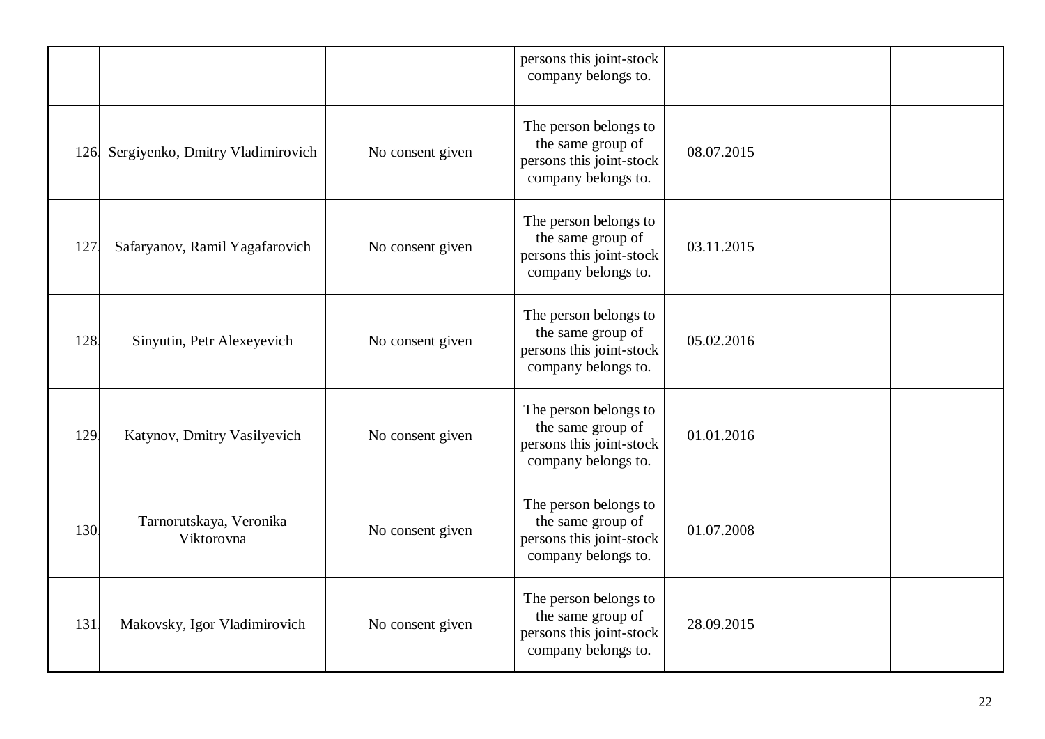| | | | | | | |
|---|---|---|---|---|---|---|
| | | | persons this joint-stock company belongs to. | | | |
| 126. | Sergiyenko, Dmitry Vladimirovich | No consent given | The person belongs to the same group of persons this joint-stock company belongs to. | 08.07.2015 | | |
| 127. | Safaryanov, Ramil Yagafarovich | No consent given | The person belongs to the same group of persons this joint-stock company belongs to. | 03.11.2015 | | |
| 128. | Sinyutin, Petr Alexeyevich | No consent given | The person belongs to the same group of persons this joint-stock company belongs to. | 05.02.2016 | | |
| 129. | Katynov, Dmitry Vasilyevich | No consent given | The person belongs to the same group of persons this joint-stock company belongs to. | 01.01.2016 | | |
| 130. | Tarnorutskaya, Veronika Viktorovna | No consent given | The person belongs to the same group of persons this joint-stock company belongs to. | 01.07.2008 | | |
| 131. | Makovsky, Igor Vladimirovich | No consent given | The person belongs to the same group of persons this joint-stock company belongs to. | 28.09.2015 | | |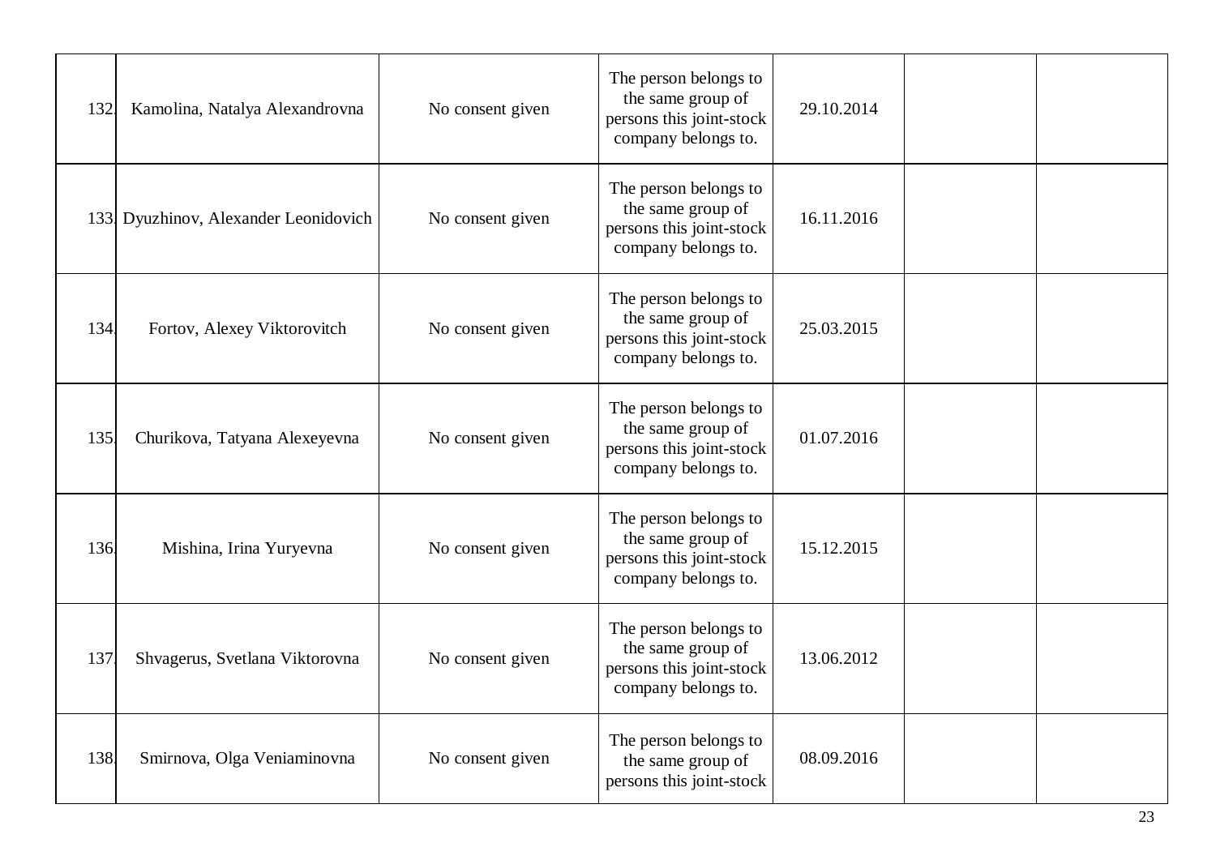| | | | | | | |
|---|---|---|---|---|---|---|
| 132. | Kamolina, Natalya Alexandrovna | No consent given | The person belongs to the same group of persons this joint-stock company belongs to. | 29.10.2014 | | |
| 133. | Dyuzhinov, Alexander Leonidovich | No consent given | The person belongs to the same group of persons this joint-stock company belongs to. | 16.11.2016 | | |
| 134. | Fortov, Alexey Viktorovitch | No consent given | The person belongs to the same group of persons this joint-stock company belongs to. | 25.03.2015 | | |
| 135. | Churikova, Tatyana Alexeyevna | No consent given | The person belongs to the same group of persons this joint-stock company belongs to. | 01.07.2016 | | |
| 136. | Mishina, Irina Yuryevna | No consent given | The person belongs to the same group of persons this joint-stock company belongs to. | 15.12.2015 | | |
| 137. | Shvagerus, Svetlana Viktorovna | No consent given | The person belongs to the same group of persons this joint-stock company belongs to. | 13.06.2012 | | |
| 138. | Smirnova, Olga Veniaminovna | No consent given | The person belongs to the same group of persons this joint-stock | 08.09.2016 | | |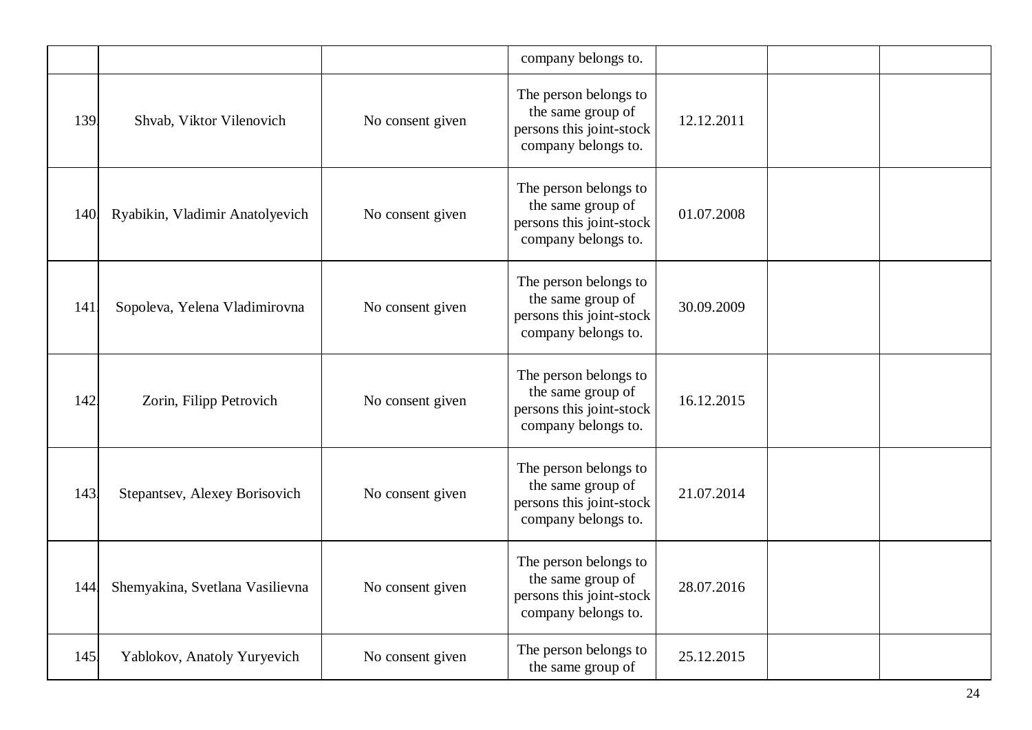| | | | | | | |
|---|---|---|---|---|---|---|
| | | | company belongs to. | | | |
| 139. | Shvab, Viktor Vilenovich | No consent given | The person belongs to the same group of persons this joint-stock company belongs to. | 12.12.2011 | | |
| 140. | Ryabikin, Vladimir Anatolyevich | No consent given | The person belongs to the same group of persons this joint-stock company belongs to. | 01.07.2008 | | |
| 141. | Sopoleva, Yelena Vladimirovna | No consent given | The person belongs to the same group of persons this joint-stock company belongs to. | 30.09.2009 | | |
| 142. | Zorin, Filipp Petrovich | No consent given | The person belongs to the same group of persons this joint-stock company belongs to. | 16.12.2015 | | |
| 143. | Stepantsev, Alexey Borisovich | No consent given | The person belongs to the same group of persons this joint-stock company belongs to. | 21.07.2014 | | |
| 144. | Shemyakina, Svetlana Vasilievna | No consent given | The person belongs to the same group of persons this joint-stock company belongs to. | 28.07.2016 | | |
| 145. | Yablokov, Anatoly Yuryevich | No consent given | The person belongs to the same group of | 25.12.2015 | | |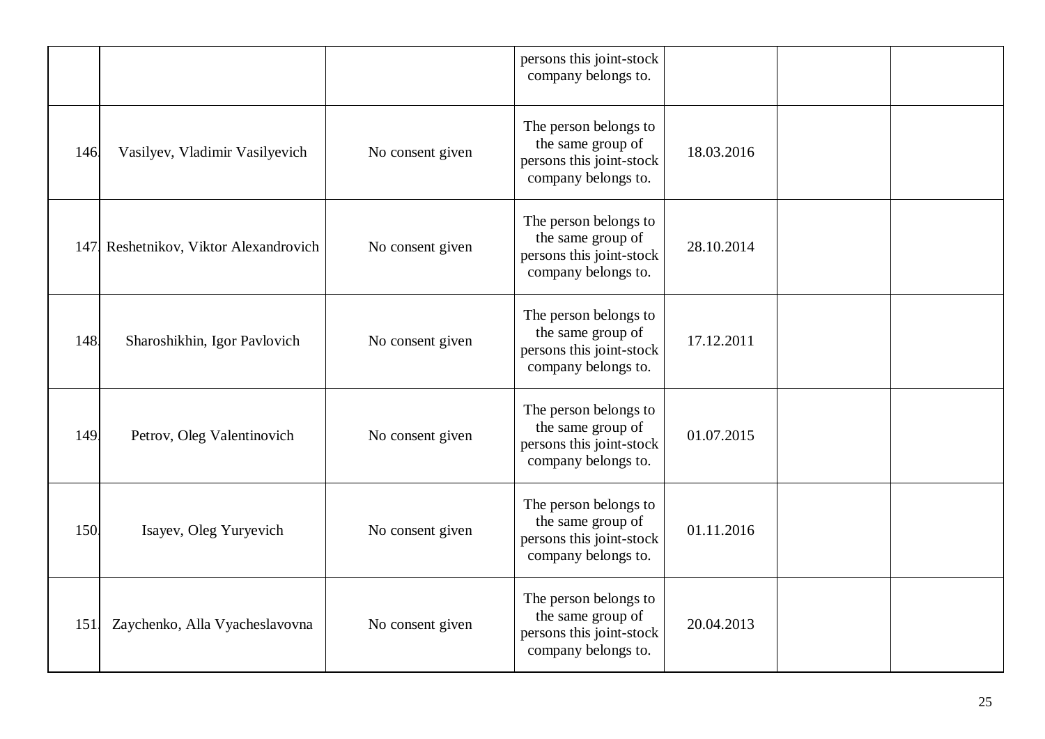| | | | persons this joint-stock company belongs to. | | | |
|---|---|---|---|---|---|---|
| 146. | Vasilyev, Vladimir Vasilyevich | No consent given | The person belongs to the same group of persons this joint-stock company belongs to. | 18.03.2016 | | |
| 147. | Reshetnikov, Viktor Alexandrovich | No consent given | The person belongs to the same group of persons this joint-stock company belongs to. | 28.10.2014 | | |
| 148. | Sharoshikhin, Igor Pavlovich | No consent given | The person belongs to the same group of persons this joint-stock company belongs to. | 17.12.2011 | | |
| 149. | Petrov, Oleg Valentinovich | No consent given | The person belongs to the same group of persons this joint-stock company belongs to. | 01.07.2015 | | |
| 150. | Isayev, Oleg Yuryevich | No consent given | The person belongs to the same group of persons this joint-stock company belongs to. | 01.11.2016 | | |
| 151. | Zaychenko, Alla Vyacheslavovna | No consent given | The person belongs to the same group of persons this joint-stock company belongs to. | 20.04.2013 | | |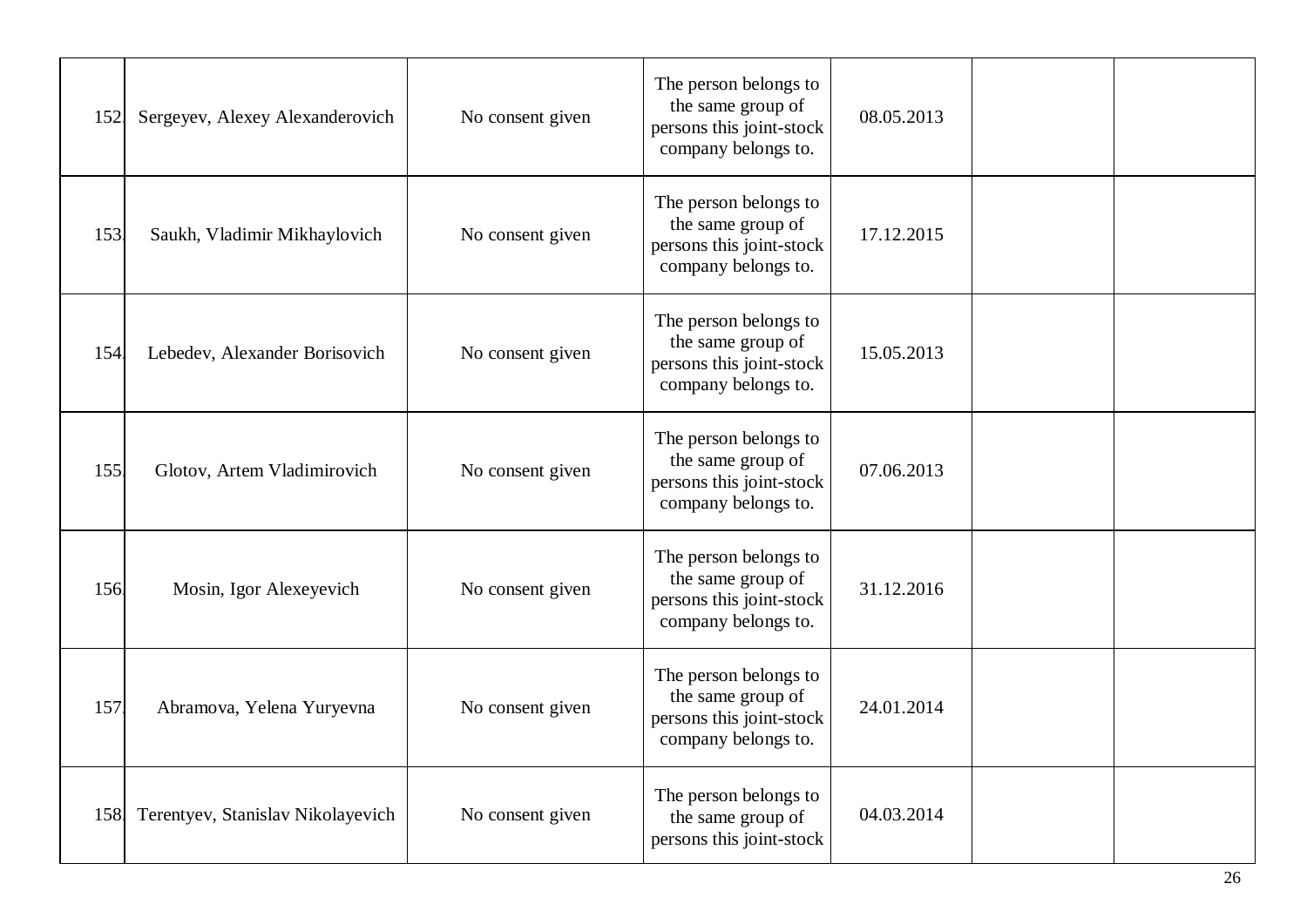| | | | | | | |
|---|---|---|---|---|---|---|
| 152. | Sergeyev, Alexey Alexanderovich | No consent given | The person belongs to the same group of persons this joint-stock company belongs to. | 08.05.2013 | | |
| 153. | Saukh, Vladimir Mikhaylovich | No consent given | The person belongs to the same group of persons this joint-stock company belongs to. | 17.12.2015 | | |
| 154. | Lebedev, Alexander Borisovich | No consent given | The person belongs to the same group of persons this joint-stock company belongs to. | 15.05.2013 | | |
| 155. | Glotov, Artem Vladimirovich | No consent given | The person belongs to the same group of persons this joint-stock company belongs to. | 07.06.2013 | | |
| 156. | Mosin, Igor Alexeyevich | No consent given | The person belongs to the same group of persons this joint-stock company belongs to. | 31.12.2016 | | |
| 157. | Abramova, Yelena Yuryevna | No consent given | The person belongs to the same group of persons this joint-stock company belongs to. | 24.01.2014 | | |
| 158. | Terentyev, Stanislav Nikolayevich | No consent given | The person belongs to the same group of persons this joint-stock | 04.03.2014 | | |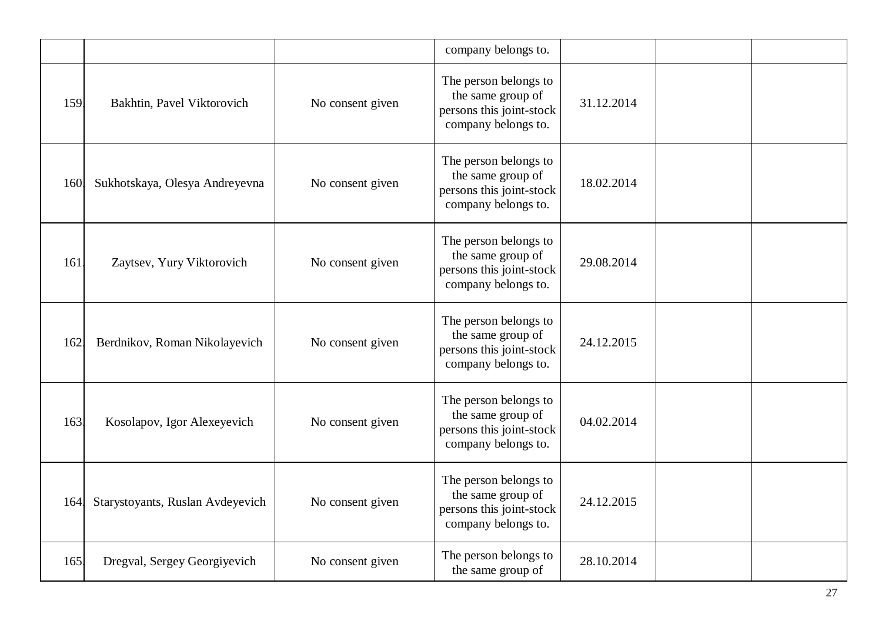| | | | company belongs to. | | | |
|---|---|---|---|---|---|---|
| 159. | Bakhtin, Pavel Viktorovich | No consent given | The person belongs to the same group of persons this joint-stock company belongs to. | 31.12.2014 | | |
| 160. | Sukhotskaya, Olesya Andreyevna | No consent given | The person belongs to the same group of persons this joint-stock company belongs to. | 18.02.2014 | | |
| 161. | Zaytsev, Yury Viktorovich | No consent given | The person belongs to the same group of persons this joint-stock company belongs to. | 29.08.2014 | | |
| 162. | Berdnikov, Roman Nikolayevich | No consent given | The person belongs to the same group of persons this joint-stock company belongs to. | 24.12.2015 | | |
| 163. | Kosolapov, Igor Alexeyevich | No consent given | The person belongs to the same group of persons this joint-stock company belongs to. | 04.02.2014 | | |
| 164. | Starystoyants, Ruslan Avdeyevich | No consent given | The person belongs to the same group of persons this joint-stock company belongs to. | 24.12.2015 | | |
| 165. | Dregval, Sergey Georgiyevich | No consent given | The person belongs to the same group of | 28.10.2014 | | |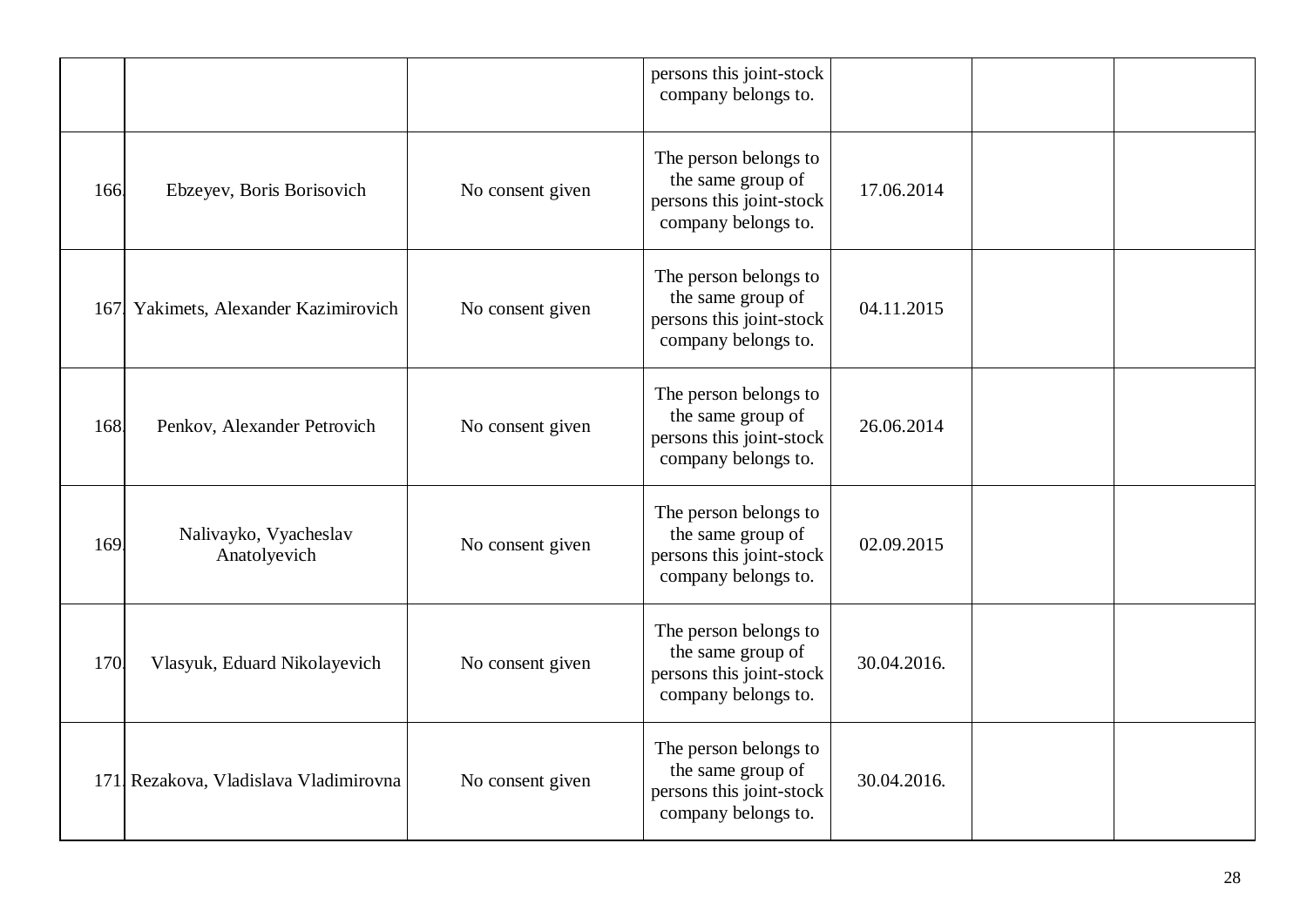|  |  |  | persons this joint-stock company belongs to. |  |  |  |
|---|---|---|---|---|---|---|
| 166. | Ebzeyev, Boris Borisovich | No consent given | The person belongs to the same group of persons this joint-stock company belongs to. | 17.06.2014 |  |  |
| 167. | Yakimets, Alexander Kazimirovich | No consent given | The person belongs to the same group of persons this joint-stock company belongs to. | 04.11.2015 |  |  |
| 168. | Penkov, Alexander Petrovich | No consent given | The person belongs to the same group of persons this joint-stock company belongs to. | 26.06.2014 |  |  |
| 169. | Nalivayko, Vyacheslav Anatolyevich | No consent given | The person belongs to the same group of persons this joint-stock company belongs to. | 02.09.2015 |  |  |
| 170. | Vlasyuk, Eduard Nikolayevich | No consent given | The person belongs to the same group of persons this joint-stock company belongs to. | 30.04.2016. |  |  |
| 171. | Rezakova, Vladislava Vladimirovna | No consent given | The person belongs to the same group of persons this joint-stock company belongs to. | 30.04.2016. |  |  |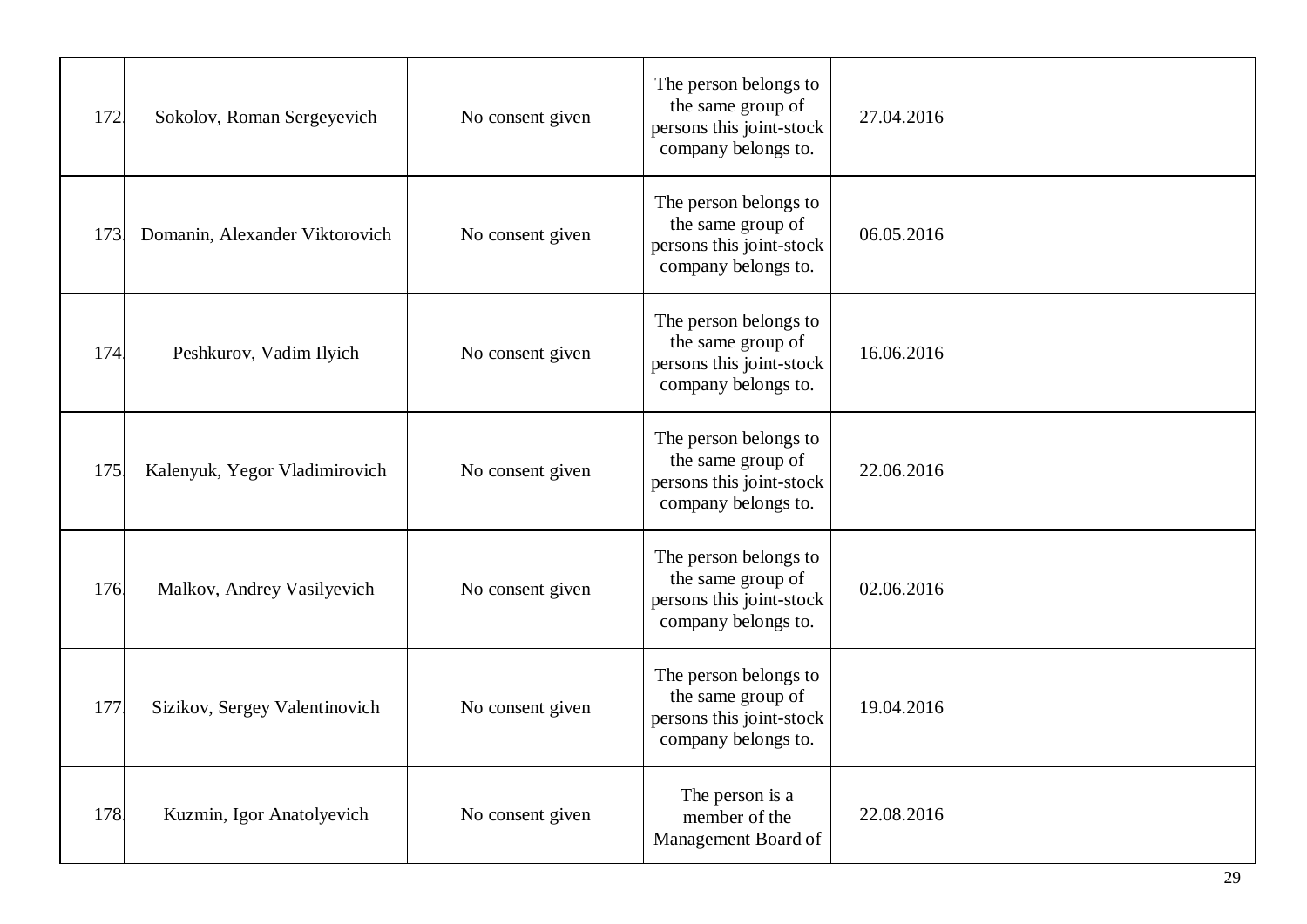| | | | | | | |
|---|---|---|---|---|---|---|
| 172. | Sokolov, Roman Sergeyevich | No consent given | The person belongs to the same group of persons this joint-stock company belongs to. | 27.04.2016 | | |
| 173. | Domanin, Alexander Viktorovich | No consent given | The person belongs to the same group of persons this joint-stock company belongs to. | 06.05.2016 | | |
| 174. | Peshkurov, Vadim Ilyich | No consent given | The person belongs to the same group of persons this joint-stock company belongs to. | 16.06.2016 | | |
| 175. | Kalenyuk, Yegor Vladimirovich | No consent given | The person belongs to the same group of persons this joint-stock company belongs to. | 22.06.2016 | | |
| 176. | Malkov, Andrey Vasilyevich | No consent given | The person belongs to the same group of persons this joint-stock company belongs to. | 02.06.2016 | | |
| 177. | Sizikov, Sergey Valentinovich | No consent given | The person belongs to the same group of persons this joint-stock company belongs to. | 19.04.2016 | | |
| 178. | Kuzmin, Igor Anatolyevich | No consent given | The person is a member of the Management Board of | 22.08.2016 | | |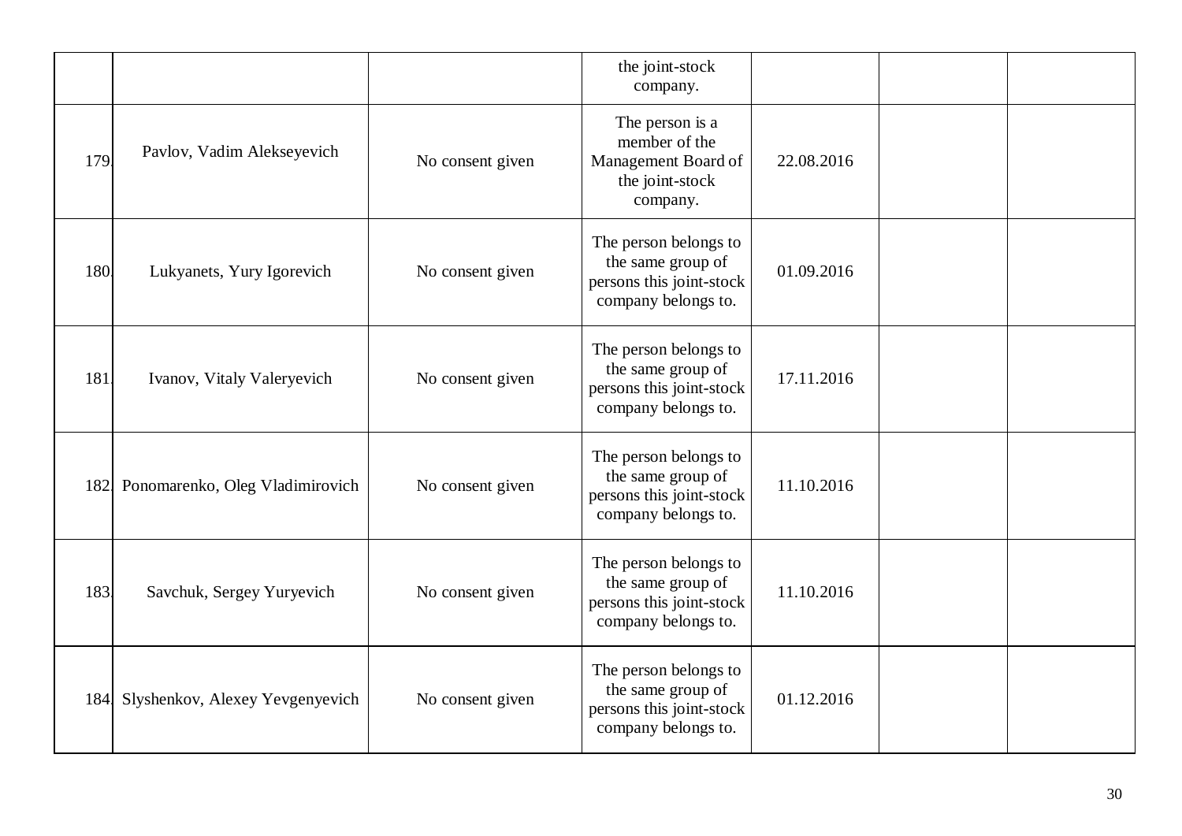| | | | | | | |
|---|---|---|---|---|---|---|
| | | | the joint-stock company. | | | |
| 179. | Pavlov, Vadim Alekseyevich | No consent given | The person is a member of the Management Board of the joint-stock company. | 22.08.2016 | | |
| 180. | Lukyanets, Yury Igorevich | No consent given | The person belongs to the same group of persons this joint-stock company belongs to. | 01.09.2016 | | |
| 181. | Ivanov, Vitaly Valeryevich | No consent given | The person belongs to the same group of persons this joint-stock company belongs to. | 17.11.2016 | | |
| 182. | Ponomarenko, Oleg Vladimirovich | No consent given | The person belongs to the same group of persons this joint-stock company belongs to. | 11.10.2016 | | |
| 183. | Savchuk, Sergey Yuryevich | No consent given | The person belongs to the same group of persons this joint-stock company belongs to. | 11.10.2016 | | |
| 184. | Slyshenkov, Alexey Yevgenyevich | No consent given | The person belongs to the same group of persons this joint-stock company belongs to. | 01.12.2016 | | |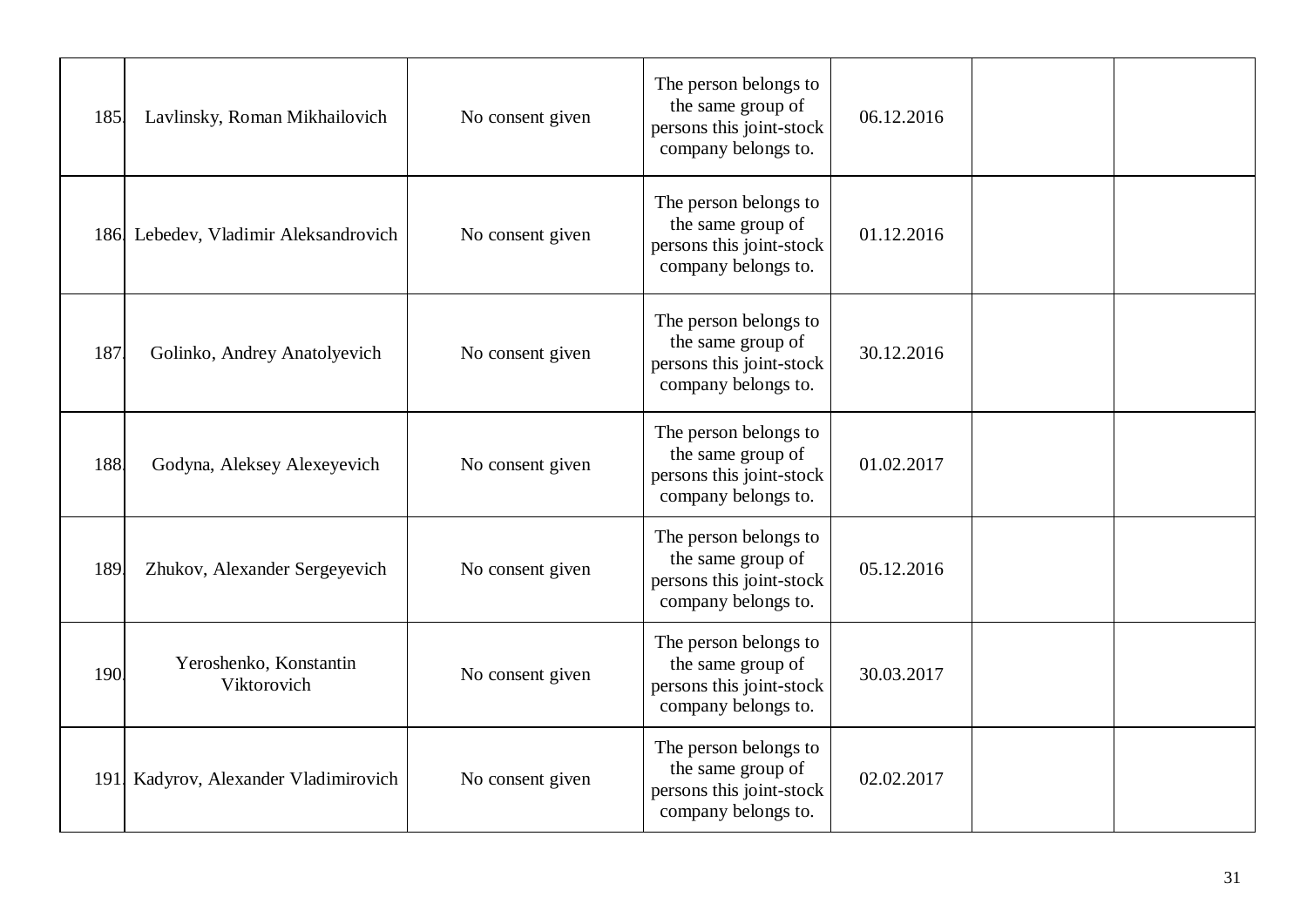| | | | | | | |
|---|---|---|---|---|---|---|
| 185. | Lavlinsky, Roman Mikhailovich | No consent given | The person belongs to the same group of persons this joint-stock company belongs to. | 06.12.2016 | | |
| 186. | Lebedev, Vladimir Aleksandrovich | No consent given | The person belongs to the same group of persons this joint-stock company belongs to. | 01.12.2016 | | |
| 187. | Golinko, Andrey Anatolyevich | No consent given | The person belongs to the same group of persons this joint-stock company belongs to. | 30.12.2016 | | |
| 188. | Godyna, Aleksey Alexeyevich | No consent given | The person belongs to the same group of persons this joint-stock company belongs to. | 01.02.2017 | | |
| 189. | Zhukov, Alexander Sergeyevich | No consent given | The person belongs to the same group of persons this joint-stock company belongs to. | 05.12.2016 | | |
| 190. | Yeroshenko, Konstantin Viktorovich | No consent given | The person belongs to the same group of persons this joint-stock company belongs to. | 30.03.2017 | | |
| 191. | Kadyrov, Alexander Vladimirovich | No consent given | The person belongs to the same group of persons this joint-stock company belongs to. | 02.02.2017 | | |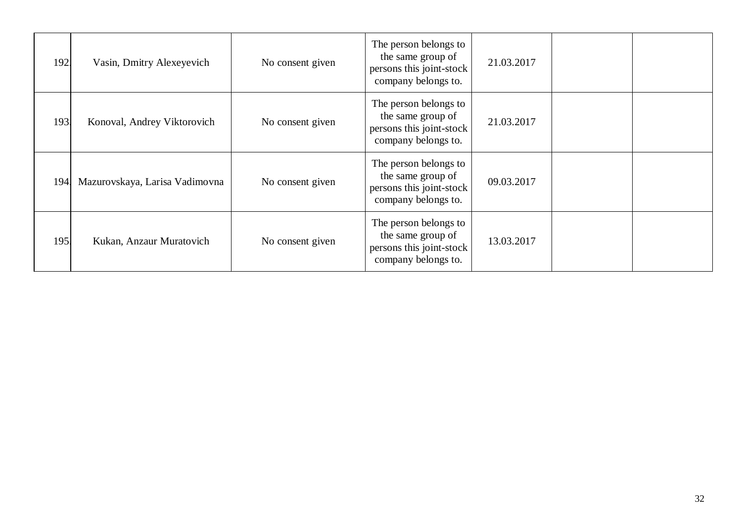| | | | | | | |
|---|---|---|---|---|---|---|
| 192. | Vasin, Dmitry Alexeyevich | No consent given | The person belongs to the same group of persons this joint-stock company belongs to. | 21.03.2017 | | |
| 193. | Konoval, Andrey Viktorovich | No consent given | The person belongs to the same group of persons this joint-stock company belongs to. | 21.03.2017 | | |
| 194. | Mazurovskaya, Larisa Vadimovna | No consent given | The person belongs to the same group of persons this joint-stock company belongs to. | 09.03.2017 | | |
| 195. | Kukan, Anzaur Muratovich | No consent given | The person belongs to the same group of persons this joint-stock company belongs to. | 13.03.2017 | | |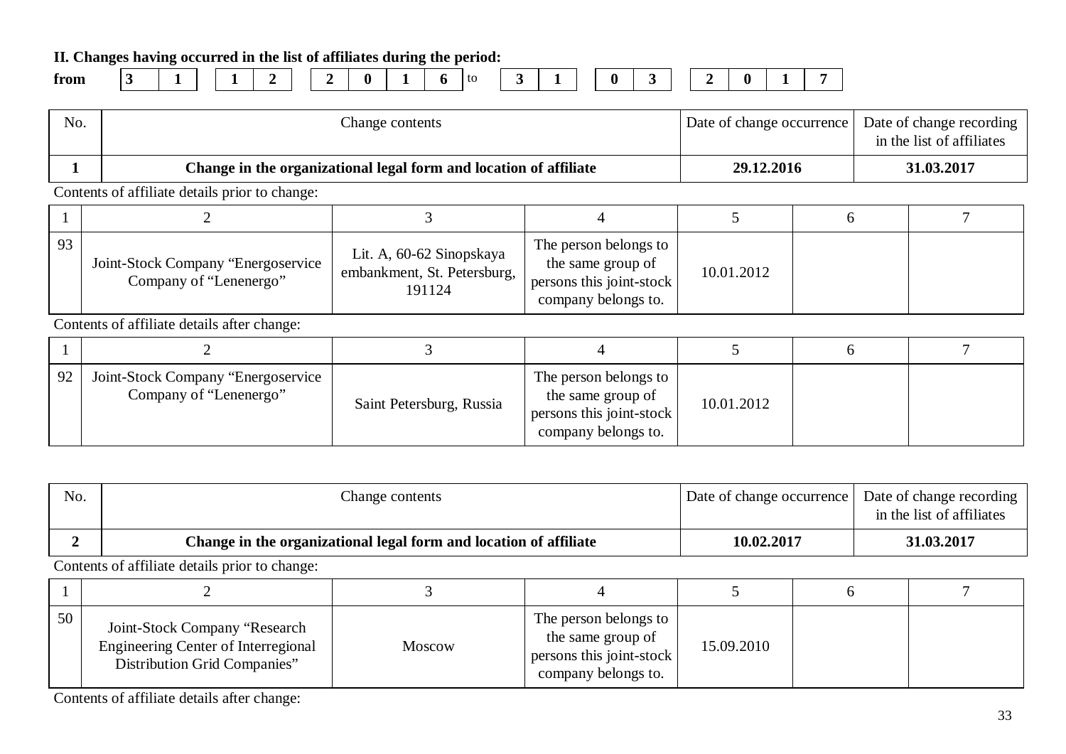**II. Changes having occurred in the list of affiliates during the period:**

**from** | 3 | 1 | | 1 | 2 | | 2 | 0 | 1 | 6 | to | 3 | 1 | | 0 | 3 | | 2 | 0 | 1 | 7 |

| No. | Change contents | Date of change occurrence | Date of change recording in the list of affiliates |
|---|---|---|---|
| **1** | **Change in the organizational legal form and location of affiliate** | **29.12.2016** | **31.03.2017** |

Contents of affiliate details prior to change:

| 1 | 2 | 3 | 4 | 5 | 6 | 7 |
|---|---|---|---|---|---|---|
| 93 | Joint-Stock Company "Energoservice Company of "Lenenergo" | Lit. A, 60-62 Sinopskaya embankment, St. Petersburg, 191124 | The person belongs to the same group of persons this joint-stock company belongs to. | 10.01.2012 | | |

Contents of affiliate details after change:

| 1 | 2 | 3 | 4 | 5 | 6 | 7 |
|---|---|---|---|---|---|---|
| 92 | Joint-Stock Company "Energoservice Company of "Lenenergo" | Saint Petersburg, Russia | The person belongs to the same group of persons this joint-stock company belongs to. | 10.01.2012 | | |

| No. | Change contents | Date of change occurrence | Date of change recording in the list of affiliates |
|---|---|---|---|
| **2** | **Change in the organizational legal form and location of affiliate** | **10.02.2017** | **31.03.2017** |

Contents of affiliate details prior to change:

| 1 | 2 | 3 | 4 | 5 | 6 | 7 |
|---|---|---|---|---|---|---|
| 50 | Joint-Stock Company "Research Engineering Center of Interregional Distribution Grid Companies" | Moscow | The person belongs to the same group of persons this joint-stock company belongs to. | 15.09.2010 | | |

Contents of affiliate details after change: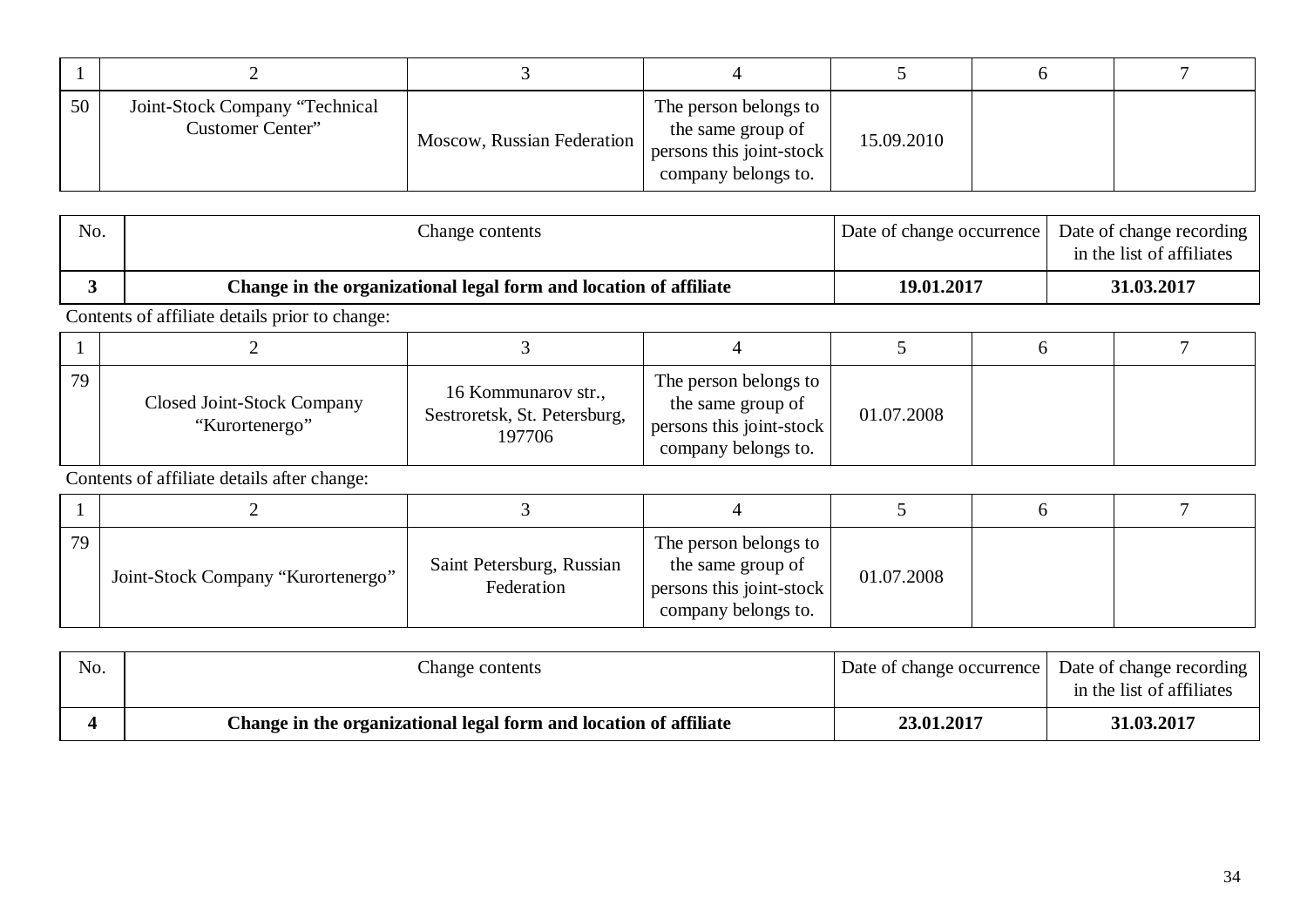| 1 | 2 | 3 | 4 | 5 | 6 | 7 |
|---|---|---|---|---|---|---|
| 50 | Joint-Stock Company “Technical Customer Center” | Moscow, Russian Federation | The person belongs to the same group of persons this joint-stock company belongs to. | 15.09.2010 | | |

| No. | Change contents | Date of change occurrence | Date of change recording in the list of affiliates |
|---|---|---|---|
| **3** | **Change in the organizational legal form and location of affiliate** | **19.01.2017** | **31.03.2017** |

Contents of affiliate details prior to change:

| 1 | 2 | 3 | 4 | 5 | 6 | 7 |
|---|---|---|---|---|---|---|
| 79 | Closed Joint-Stock Company “Kurortenergo” | 16 Kommunarov str., Sestroretsk, St. Petersburg, 197706 | The person belongs to the same group of persons this joint-stock company belongs to. | 01.07.2008 | | |

Contents of affiliate details after change:

| 1 | 2 | 3 | 4 | 5 | 6 | 7 |
|---|---|---|---|---|---|---|
| 79 | Joint-Stock Company “Kurortenergo” | Saint Petersburg, Russian Federation | The person belongs to the same group of persons this joint-stock company belongs to. | 01.07.2008 | | |

| No. | Change contents | Date of change occurrence | Date of change recording in the list of affiliates |
|---|---|---|---|
| **4** | **Change in the organizational legal form and location of affiliate** | **23.01.2017** | **31.03.2017** |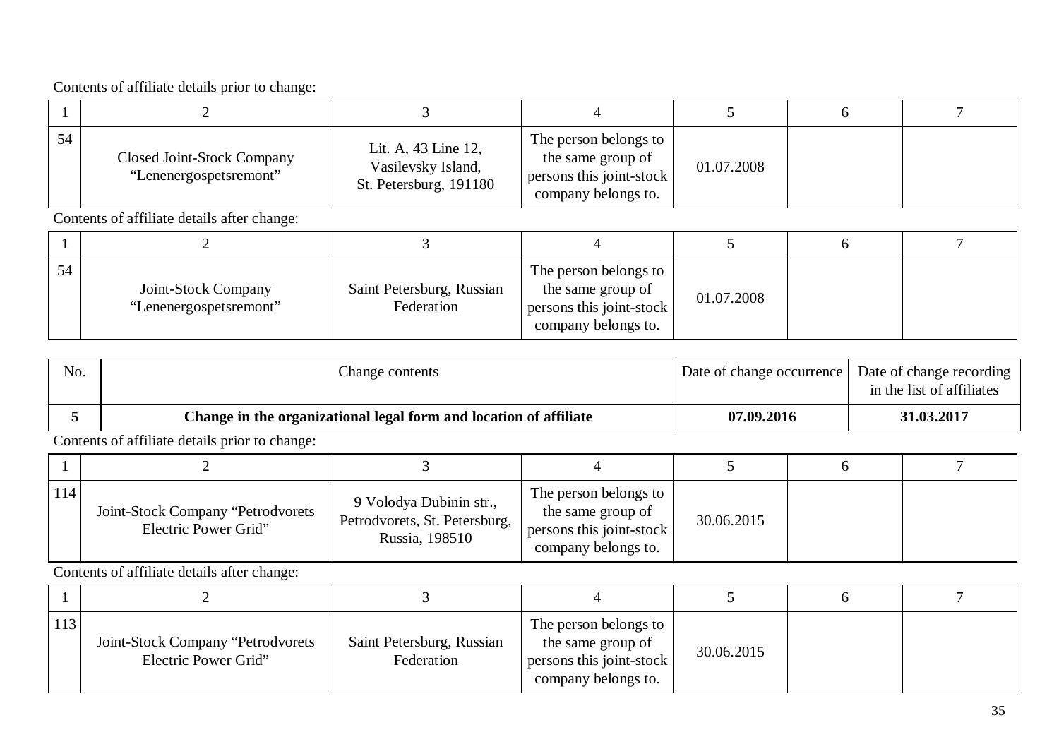Contents of affiliate details prior to change:

| 1 | 2 | 3 | 4 | 5 | 6 | 7 |
|---|---|---|---|---|---|---|
| 54 | Closed Joint-Stock Company “Lenenergospetsremont” | Lit. A, 43 Line 12, Vasilevsky Island, St. Petersburg, 191180 | The person belongs to the same group of persons this joint-stock company belongs to. | 01.07.2008 | | |

Contents of affiliate details after change:

| 1 | 2 | 3 | 4 | 5 | 6 | 7 |
|---|---|---|---|---|---|---|
| 54 | Joint-Stock Company “Lenenergospetsremont” | Saint Petersburg, Russian Federation | The person belongs to the same group of persons this joint-stock company belongs to. | 01.07.2008 | | |

| No. | Change contents | Date of change occurrence | Date of change recording in the list of affiliates |
|---|---|---|---|
| **5** | **Change in the organizational legal form and location of affiliate** | **07.09.2016** | **31.03.2017** |

Contents of affiliate details prior to change:

| 1 | 2 | 3 | 4 | 5 | 6 | 7 |
|---|---|---|---|---|---|---|
| 114 | Joint-Stock Company “Petrodvorets Electric Power Grid” | 9 Volodya Dubinin str., Petrodvorets, St. Petersburg, Russia, 198510 | The person belongs to the same group of persons this joint-stock company belongs to. | 30.06.2015 | | |

Contents of affiliate details after change:

| 1 | 2 | 3 | 4 | 5 | 6 | 7 |
|---|---|---|---|---|---|---|
| 113 | Joint-Stock Company “Petrodvorets Electric Power Grid” | Saint Petersburg, Russian Federation | The person belongs to the same group of persons this joint-stock company belongs to. | 30.06.2015 | | |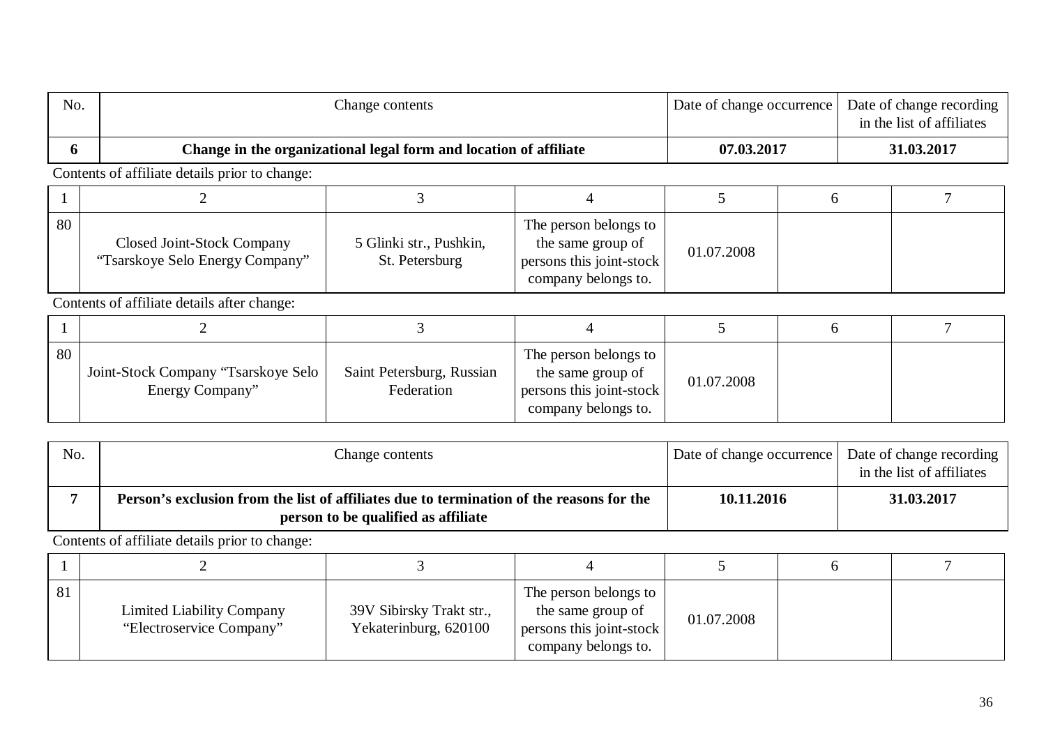| No. | Change contents | Date of change occurrence | Date of change recording in the list of affiliates |
|---|---|---|---|
| **6** | **Change in the organizational legal form and location of affiliate** | **07.03.2017** | **31.03.2017** |

Contents of affiliate details prior to change:

| 1 | 2 | 3 | 4 | 5 | 6 | 7 |
|---|---|---|---|---|---|---|
| 80 | Closed Joint-Stock Company “Tsarskoye Selo Energy Company” | 5 Glinki str., Pushkin, St. Petersburg | The person belongs to the same group of persons this joint-stock company belongs to. | 01.07.2008 | | |

Contents of affiliate details after change:

| 1 | 2 | 3 | 4 | 5 | 6 | 7 |
|---|---|---|---|---|---|---|
| 80 | Joint-Stock Company “Tsarskoye Selo Energy Company” | Saint Petersburg, Russian Federation | The person belongs to the same group of persons this joint-stock company belongs to. | 01.07.2008 | | |

| No. | Change contents | Date of change occurrence | Date of change recording in the list of affiliates |
|---|---|---|---|
| **7** | **Person’s exclusion from the list of affiliates due to termination of the reasons for the person to be qualified as affiliate** | **10.11.2016** | **31.03.2017** |

Contents of affiliate details prior to change:

| 1 | 2 | 3 | 4 | 5 | 6 | 7 |
|---|---|---|---|---|---|---|
| 81 | Limited Liability Company “Electroservice Company” | 39V Sibirsky Trakt str., Yekaterinburg, 620100 | The person belongs to the same group of persons this joint-stock company belongs to. | 01.07.2008 | | |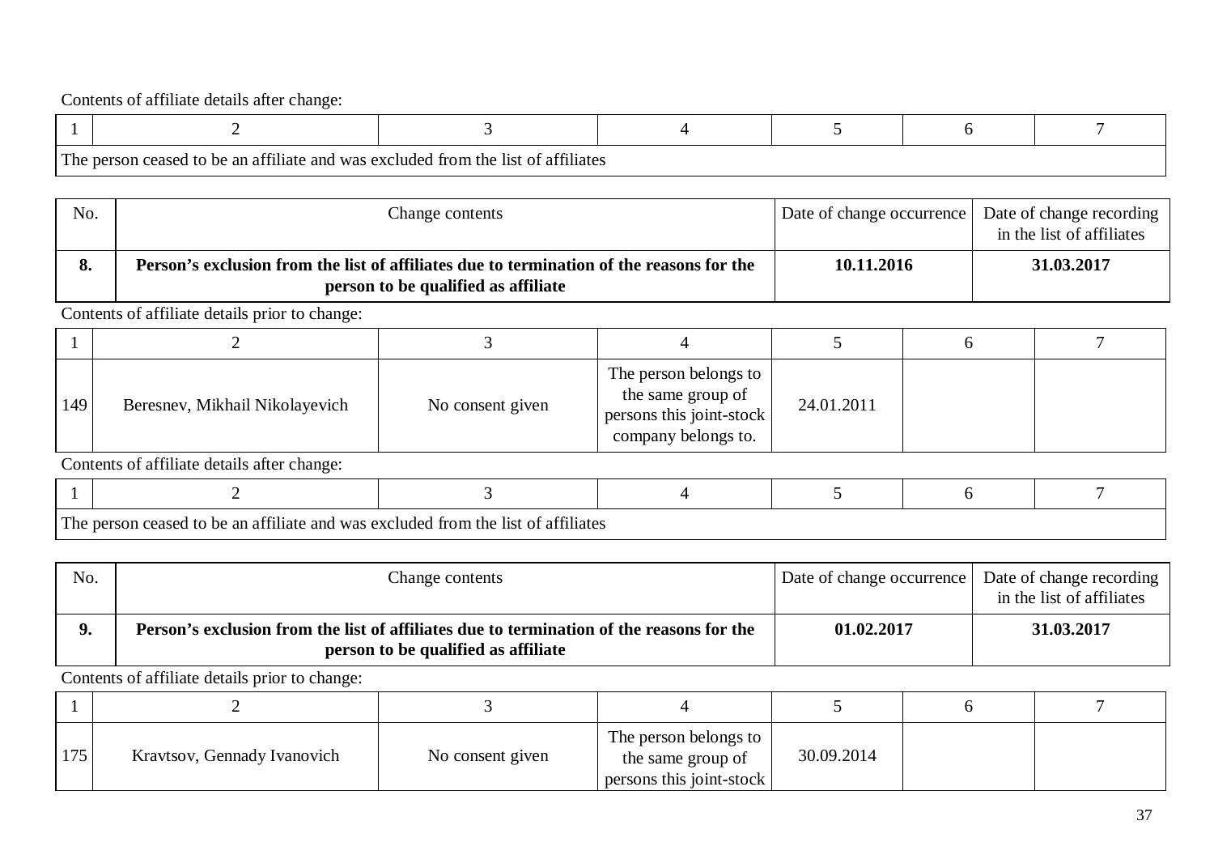Contents of affiliate details after change:

| 1 | 2 | 3 | 4 | 5 | 6 | 7 |
|---|---|---|---|---|---|---|
| The person ceased to be an affiliate and was excluded from the list of affiliates | | | | | | |

| No. | Change contents | Date of change occurrence | Date of change recording in the list of affiliates |
|---|---|---|---|
| **8.** | **Person's exclusion from the list of affiliates due to termination of the reasons for the person to be qualified as affiliate** | **10.11.2016** | **31.03.2017** |

Contents of affiliate details prior to change:

| 1 | 2 | 3 | 4 | 5 | 6 | 7 |
|---|---|---|---|---|---|---|
| 149 | Beresnev, Mikhail Nikolayevich | No consent given | The person belongs to the same group of persons this joint-stock company belongs to. | 24.01.2011 | | |

Contents of affiliate details after change:

| 1 | 2 | 3 | 4 | 5 | 6 | 7 |
|---|---|---|---|---|---|---|
| The person ceased to be an affiliate and was excluded from the list of affiliates | | | | | | |

| No. | Change contents | Date of change occurrence | Date of change recording in the list of affiliates |
|---|---|---|---|
| **9.** | **Person's exclusion from the list of affiliates due to termination of the reasons for the person to be qualified as affiliate** | **01.02.2017** | **31.03.2017** |

Contents of affiliate details prior to change:

| 1 | 2 | 3 | 4 | 5 | 6 | 7 |
|---|---|---|---|---|---|---|
| 175 | Kravtsov, Gennady Ivanovich | No consent given | The person belongs to the same group of persons this joint-stock | 30.09.2014 | | |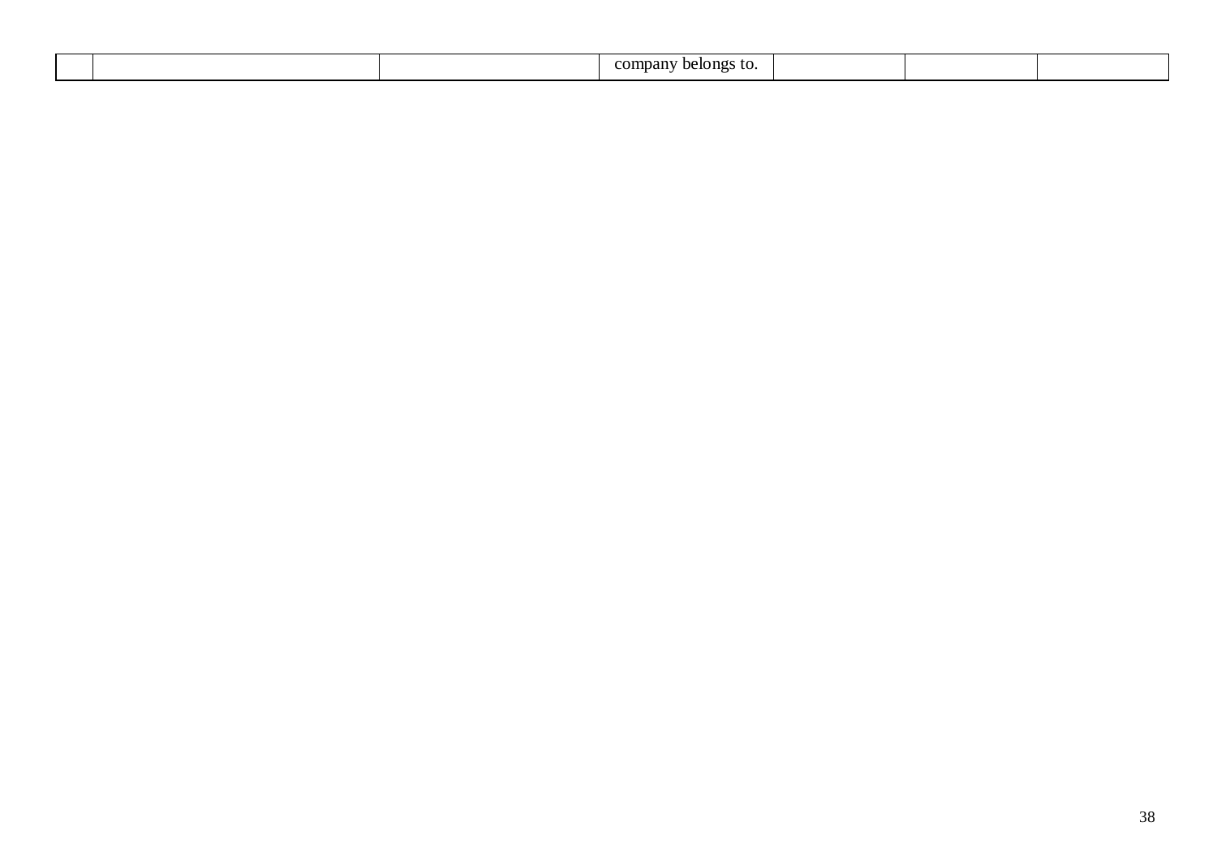| | | | | | | |
|---|---|---|---|---|---|---|
| | | | company belongs to. | | | |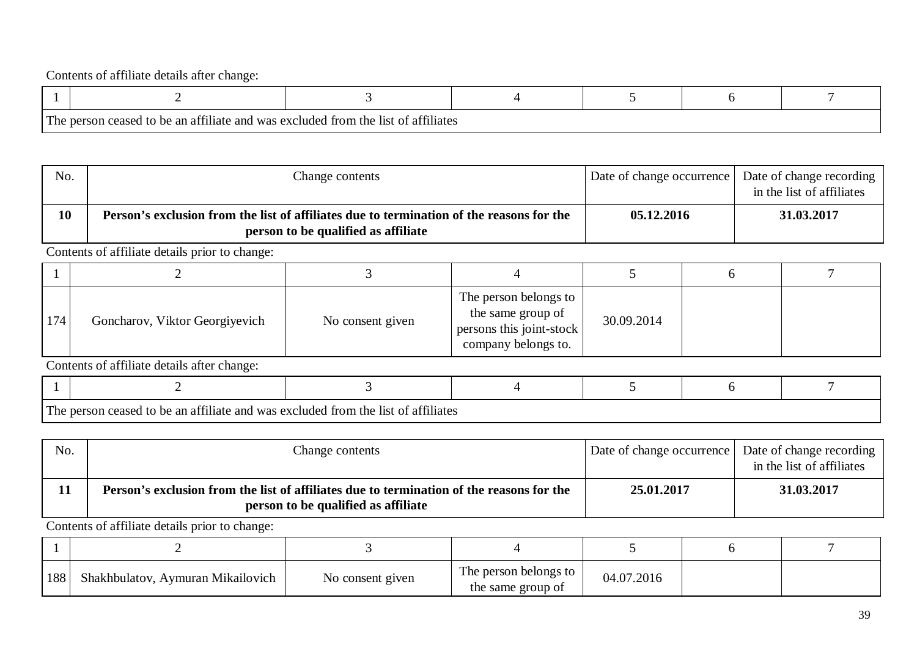Contents of affiliate details after change:

| 1 | 2 | 3 | 4 | 5 | 6 | 7 |
|---|---|---|---|---|---|---|
| The person ceased to be an affiliate and was excluded from the list of affiliates | | | | | | |

| No. | Change contents | Date of change occurrence | Date of change recording in the list of affiliates |
|---|---|---|---|
| **10** | **Person's exclusion from the list of affiliates due to termination of the reasons for the person to be qualified as affiliate** | **05.12.2016** | **31.03.2017** |

Contents of affiliate details prior to change:

| 1 | 2 | 3 | 4 | 5 | 6 | 7 |
|---|---|---|---|---|---|---|
| 174 | Goncharov, Viktor Georgiyevich | No consent given | The person belongs to the same group of persons this joint-stock company belongs to. | 30.09.2014 | | |

Contents of affiliate details after change:

| 1 | 2 | 3 | 4 | 5 | 6 | 7 |
|---|---|---|---|---|---|---|
| The person ceased to be an affiliate and was excluded from the list of affiliates | | | | | | |

| No. | Change contents | Date of change occurrence | Date of change recording in the list of affiliates |
|---|---|---|---|
| **11** | **Person's exclusion from the list of affiliates due to termination of the reasons for the person to be qualified as affiliate** | **25.01.2017** | **31.03.2017** |

Contents of affiliate details prior to change:

| 1 | 2 | 3 | 4 | 5 | 6 | 7 |
|---|---|---|---|---|---|---|
| 188 | Shakhbulatov, Aymuran Mikailovich | No consent given | The person belongs to the same group of | 04.07.2016 | | |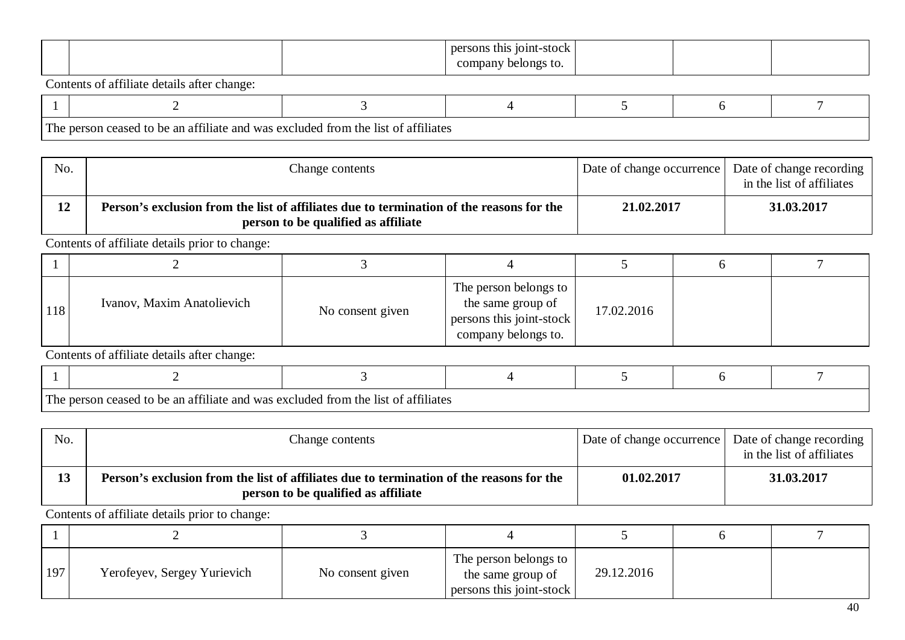|  |  |  | persons this joint-stock company belongs to. |  |  |  |
|---|---|---|---|---|---|---|

Contents of affiliate details after change:

| 1 | 2 | 3 | 4 | 5 | 6 | 7 |
|---|---|---|---|---|---|---|
| The person ceased to be an affiliate and was excluded from the list of affiliates | | | | | | |

| No. | Change contents | Date of change occurrence | Date of change recording in the list of affiliates |
|---|---|---|---|
| **12** | **Person's exclusion from the list of affiliates due to termination of the reasons for the person to be qualified as affiliate** | **21.02.2017** | **31.03.2017** |

Contents of affiliate details prior to change:

| 1 | 2 | 3 | 4 | 5 | 6 | 7 |
|---|---|---|---|---|---|---|
| 118 | Ivanov, Maxim Anatolievich | No consent given | The person belongs to the same group of persons this joint-stock company belongs to. | 17.02.2016 |  |  |

Contents of affiliate details after change:

| 1 | 2 | 3 | 4 | 5 | 6 | 7 |
|---|---|---|---|---|---|---|
| The person ceased to be an affiliate and was excluded from the list of affiliates | | | | | | |

| No. | Change contents | Date of change occurrence | Date of change recording in the list of affiliates |
|---|---|---|---|
| **13** | **Person's exclusion from the list of affiliates due to termination of the reasons for the person to be qualified as affiliate** | **01.02.2017** | **31.03.2017** |

Contents of affiliate details prior to change:

| 1 | 2 | 3 | 4 | 5 | 6 | 7 |
|---|---|---|---|---|---|---|
| 197 | Yerofeyev, Sergey Yurievich | No consent given | The person belongs to the same group of persons this joint-stock | 29.12.2016 |  |  |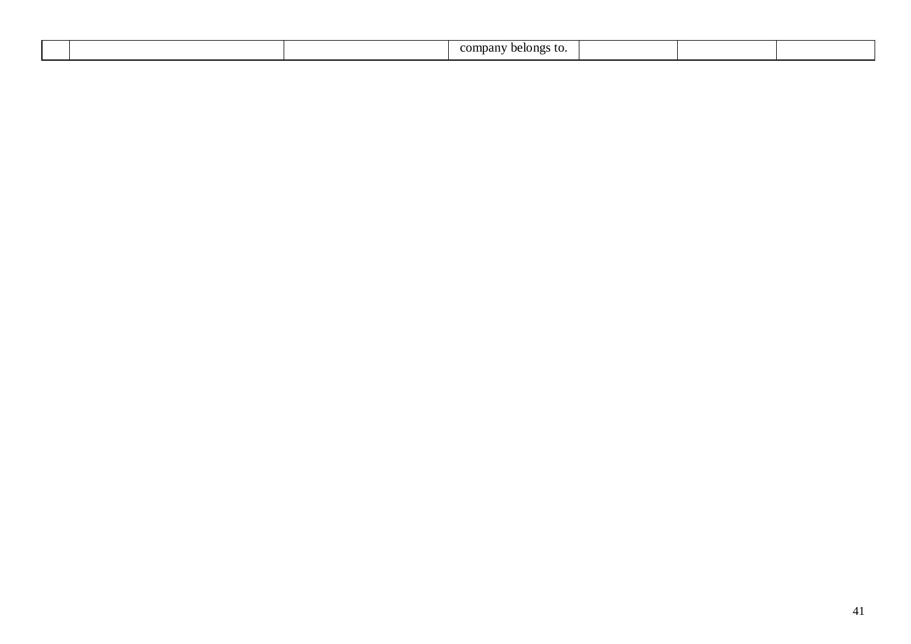| | | | | | | |
|---|---|---|---|---|---|---|
| | | | company belongs to. | | | |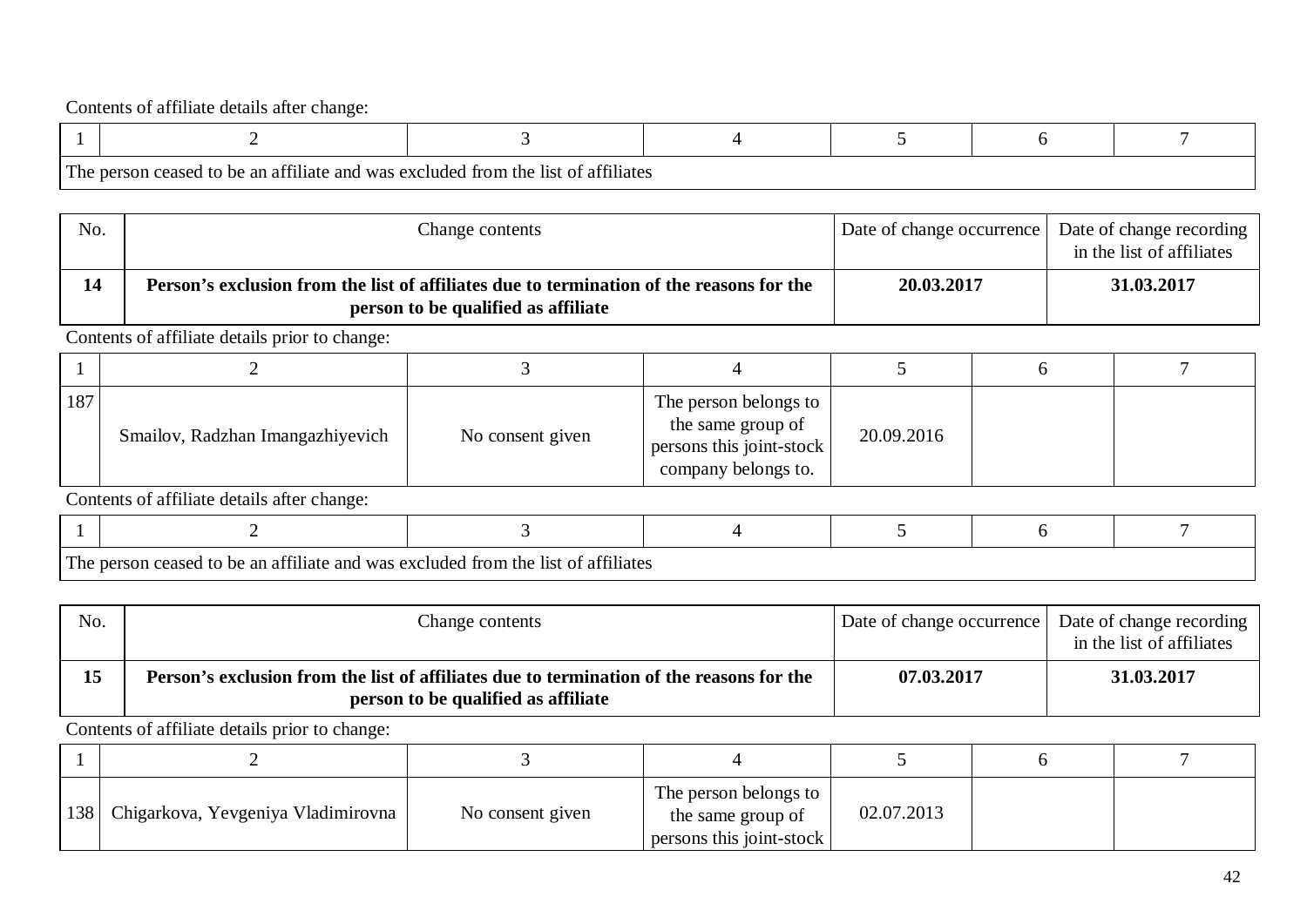Contents of affiliate details after change:

| 1 | 2 | 3 | 4 | 5 | 6 | 7 |
|---|---|---|---|---|---|---|
| The person ceased to be an affiliate and was excluded from the list of affiliates | | | | | | |

| No. | Change contents | Date of change occurrence | Date of change recording in the list of affiliates |
|---|---|---|---|
| **14** | **Person's exclusion from the list of affiliates due to termination of the reasons for the person to be qualified as affiliate** | **20.03.2017** | **31.03.2017** |

Contents of affiliate details prior to change:

| 1 | 2 | 3 | 4 | 5 | 6 | 7 |
|---|---|---|---|---|---|---|
| 187 | Smailov, Radzhan Imangazhiyevich | No consent given | The person belongs to the same group of persons this joint-stock company belongs to. | 20.09.2016 | | |

Contents of affiliate details after change:

| 1 | 2 | 3 | 4 | 5 | 6 | 7 |
|---|---|---|---|---|---|---|
| The person ceased to be an affiliate and was excluded from the list of affiliates | | | | | | |

| No. | Change contents | Date of change occurrence | Date of change recording in the list of affiliates |
|---|---|---|---|
| **15** | **Person's exclusion from the list of affiliates due to termination of the reasons for the person to be qualified as affiliate** | **07.03.2017** | **31.03.2017** |

Contents of affiliate details prior to change:

| 1 | 2 | 3 | 4 | 5 | 6 | 7 |
|---|---|---|---|---|---|---|
| 138 | Chigarkova, Yevgeniya Vladimirovna | No consent given | The person belongs to the same group of persons this joint-stock | 02.07.2013 | | |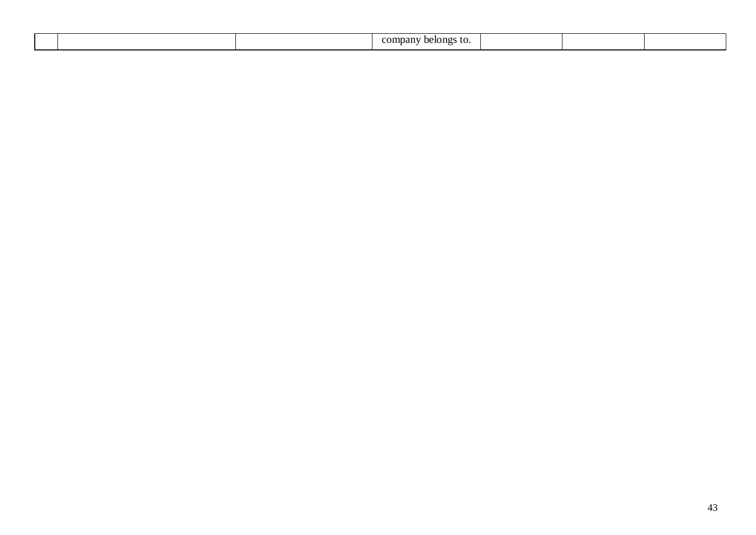| | | | | | | |
|---|---|---|---|---|---|---|
| | | | company belongs to. | | | |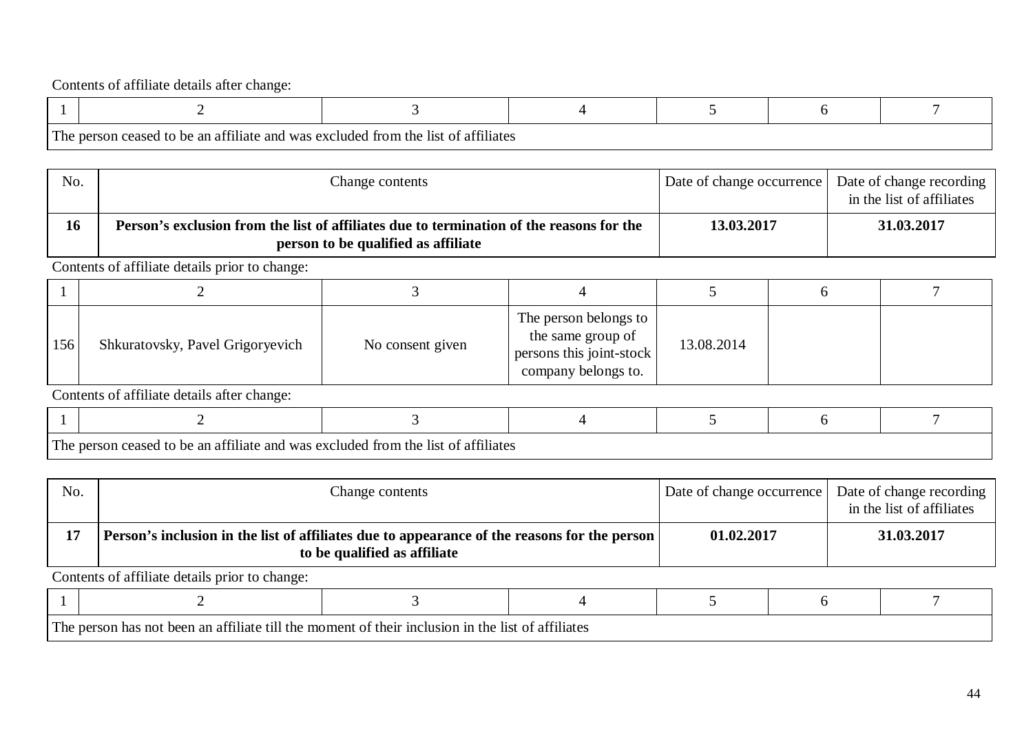Contents of affiliate details after change:

| 1 | 2 | 3 | 4 | 5 | 6 | 7 |
|---|---|---|---|---|---|---|
| The person ceased to be an affiliate and was excluded from the list of affiliates | | | | | | |

| No. | Change contents | Date of change occurrence | Date of change recording in the list of affiliates |
|---|---|---|---|
| **16** | **Person's exclusion from the list of affiliates due to termination of the reasons for the person to be qualified as affiliate** | **13.03.2017** | **31.03.2017** |

Contents of affiliate details prior to change:

| 1 | 2 | 3 | 4 | 5 | 6 | 7 |
|---|---|---|---|---|---|---|
| 156 | Shkuratovsky, Pavel Grigoryevich | No consent given | The person belongs to the same group of persons this joint-stock company belongs to. | 13.08.2014 | | |

Contents of affiliate details after change:

| 1 | 2 | 3 | 4 | 5 | 6 | 7 |
|---|---|---|---|---|---|---|
| The person ceased to be an affiliate and was excluded from the list of affiliates | | | | | | |

| No. | Change contents | Date of change occurrence | Date of change recording in the list of affiliates |
|---|---|---|---|
| **17** | **Person's inclusion in the list of affiliates due to appearance of the reasons for the person to be qualified as affiliate** | **01.02.2017** | **31.03.2017** |

Contents of affiliate details prior to change:

| 1 | 2 | 3 | 4 | 5 | 6 | 7 |
|---|---|---|---|---|---|---|
| The person has not been an affiliate till the moment of their inclusion in the list of affiliates | | | | | | |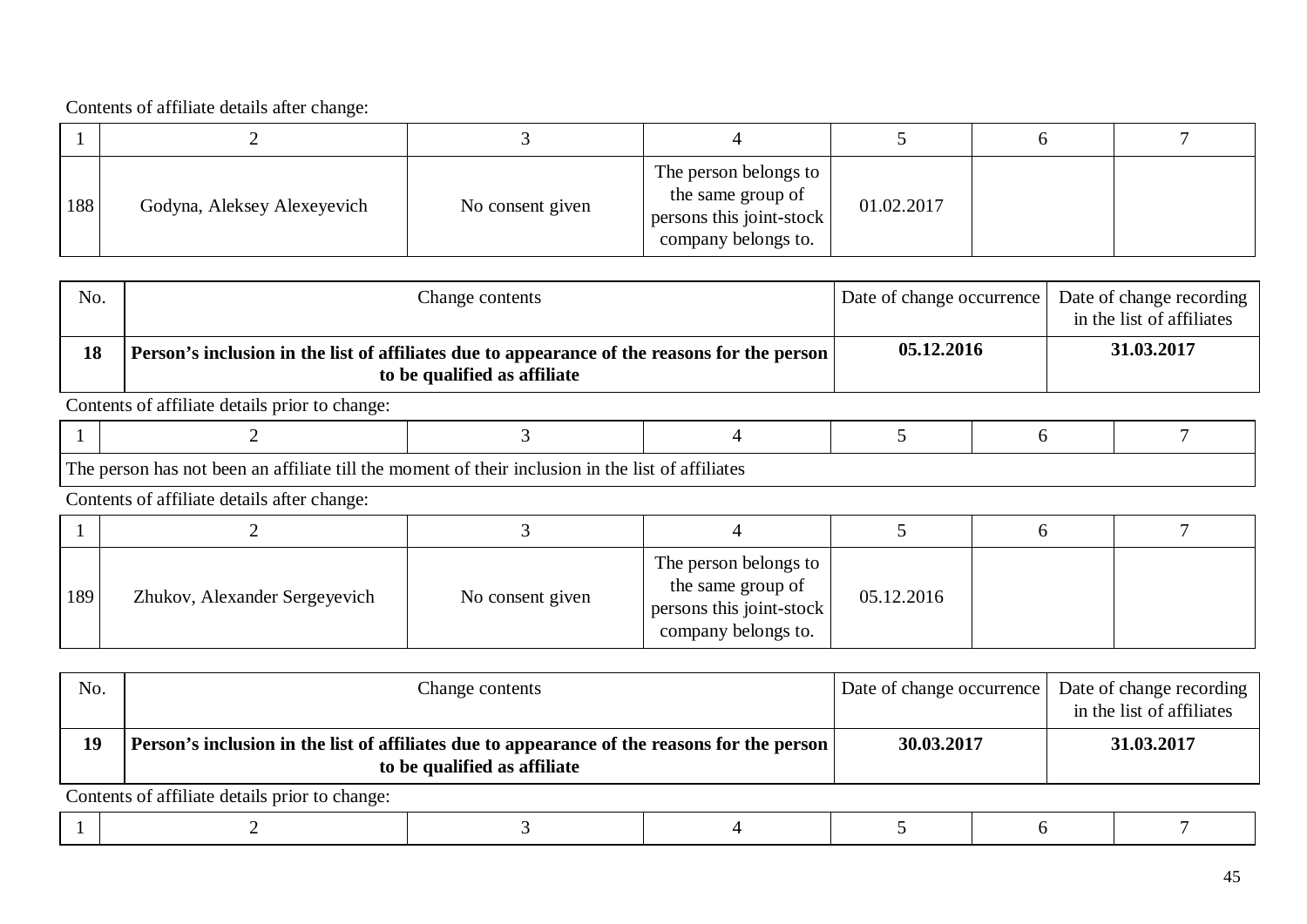Contents of affiliate details after change:

| 1 | 2 | 3 | 4 | 5 | 6 | 7 |
|---|---|---|---|---|---|---|
| 188 | Godyna, Aleksey Alexeyevich | No consent given | The person belongs to the same group of persons this joint-stock company belongs to. | 01.02.2017 | | |

| No. | Change contents | Date of change occurrence | Date of change recording in the list of affiliates |
|---|---|---|---|
| **18** | **Person's inclusion in the list of affiliates due to appearance of the reasons for the person to be qualified as affiliate** | **05.12.2016** | **31.03.2017** |

Contents of affiliate details prior to change:

| 1 | 2 | 3 | 4 | 5 | 6 | 7 |
|---|---|---|---|---|---|---|
| The person has not been an affiliate till the moment of their inclusion in the list of affiliates | | | | | | |

Contents of affiliate details after change:

| 1 | 2 | 3 | 4 | 5 | 6 | 7 |
|---|---|---|---|---|---|---|
| 189 | Zhukov, Alexander Sergeyevich | No consent given | The person belongs to the same group of persons this joint-stock company belongs to. | 05.12.2016 | | |

| No. | Change contents | Date of change occurrence | Date of change recording in the list of affiliates |
|---|---|---|---|
| **19** | **Person's inclusion in the list of affiliates due to appearance of the reasons for the person to be qualified as affiliate** | **30.03.2017** | **31.03.2017** |

Contents of affiliate details prior to change:

| 1 | 2 | 3 | 4 | 5 | 6 | 7 |
|---|---|---|---|---|---|---|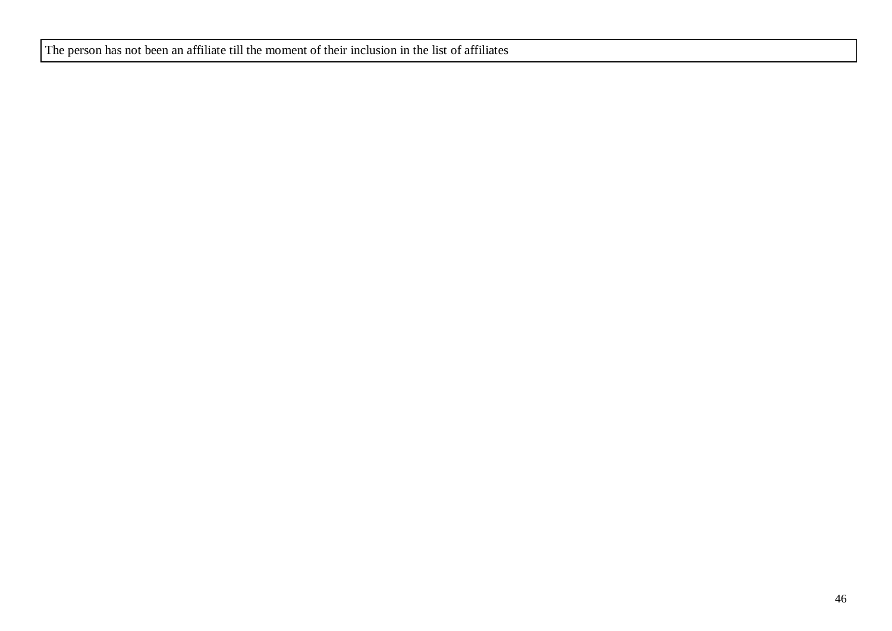| The person has not been an affiliate till the moment of their inclusion in the list of affiliates |
|---|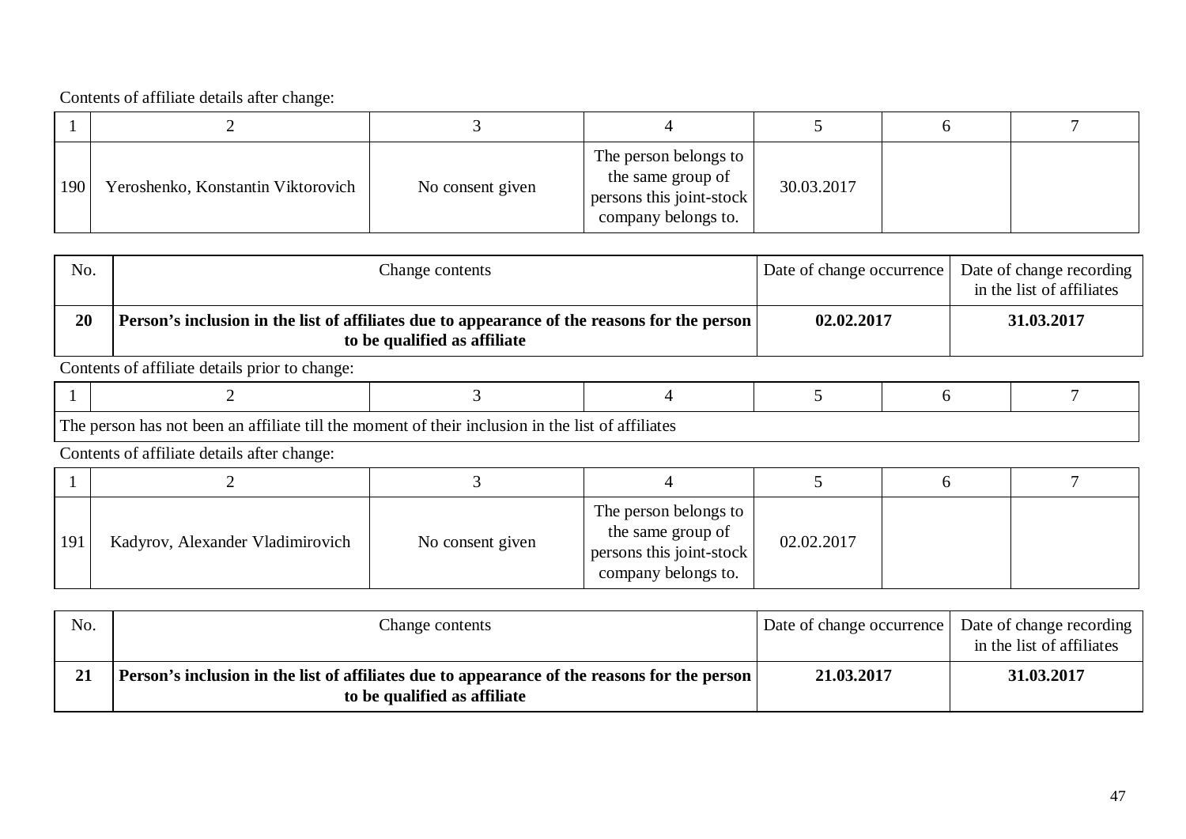Contents of affiliate details after change:

| 1 | 2 | 3 | 4 | 5 | 6 | 7 |
|---|---|---|---|---|---|---|
| 190 | Yeroshenko, Konstantin Viktorovich | No consent given | The person belongs to the same group of persons this joint-stock company belongs to. | 30.03.2017 | | |

| No. | Change contents | Date of change occurrence | Date of change recording in the list of affiliates |
|---|---|---|---|
| **20** | **Person's inclusion in the list of affiliates due to appearance of the reasons for the person to be qualified as affiliate** | **02.02.2017** | **31.03.2017** |

Contents of affiliate details prior to change:

| 1 | 2 | 3 | 4 | 5 | 6 | 7 |
|---|---|---|---|---|---|---|
| The person has not been an affiliate till the moment of their inclusion in the list of affiliates | | | | | | |

Contents of affiliate details after change:

| 1 | 2 | 3 | 4 | 5 | 6 | 7 |
|---|---|---|---|---|---|---|
| 191 | Kadyrov, Alexander Vladimirovich | No consent given | The person belongs to the same group of persons this joint-stock company belongs to. | 02.02.2017 | | |

| No. | Change contents | Date of change occurrence | Date of change recording in the list of affiliates |
|---|---|---|---|
| **21** | **Person's inclusion in the list of affiliates due to appearance of the reasons for the person to be qualified as affiliate** | **21.03.2017** | **31.03.2017** |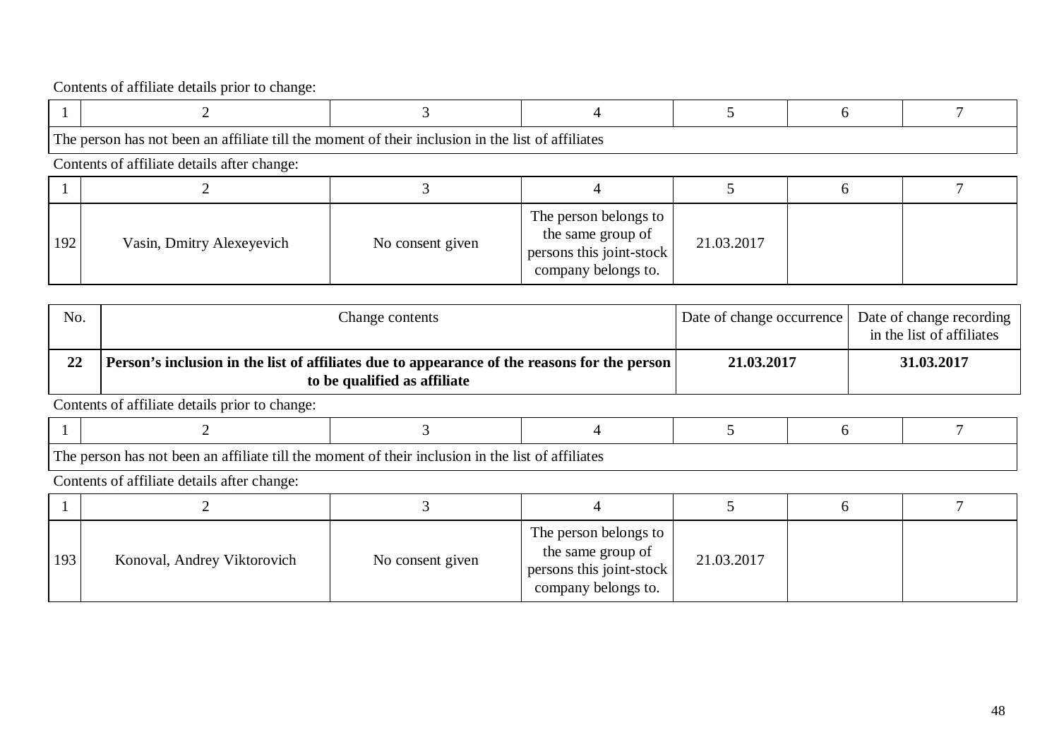Contents of affiliate details prior to change:

| 1 | 2 | 3 | 4 | 5 | 6 | 7 |
|---|---|---|---|---|---|---|
| The person has not been an affiliate till the moment of their inclusion in the list of affiliates | | | | | | |

Contents of affiliate details after change:

| 1 | 2 | 3 | 4 | 5 | 6 | 7 |
|---|---|---|---|---|---|---|
| 192 | Vasin, Dmitry Alexeyevich | No consent given | The person belongs to the same group of persons this joint-stock company belongs to. | 21.03.2017 | | |

| No. | Change contents | Date of change occurrence | Date of change recording in the list of affiliates |
|---|---|---|---|
| **22** | **Person's inclusion in the list of affiliates due to appearance of the reasons for the person to be qualified as affiliate** | **21.03.2017** | **31.03.2017** |

Contents of affiliate details prior to change:

| 1 | 2 | 3 | 4 | 5 | 6 | 7 |
|---|---|---|---|---|---|---|
| The person has not been an affiliate till the moment of their inclusion in the list of affiliates | | | | | | |

Contents of affiliate details after change:

| 1 | 2 | 3 | 4 | 5 | 6 | 7 |
|---|---|---|---|---|---|---|
| 193 | Konoval, Andrey Viktorovich | No consent given | The person belongs to the same group of persons this joint-stock company belongs to. | 21.03.2017 | | |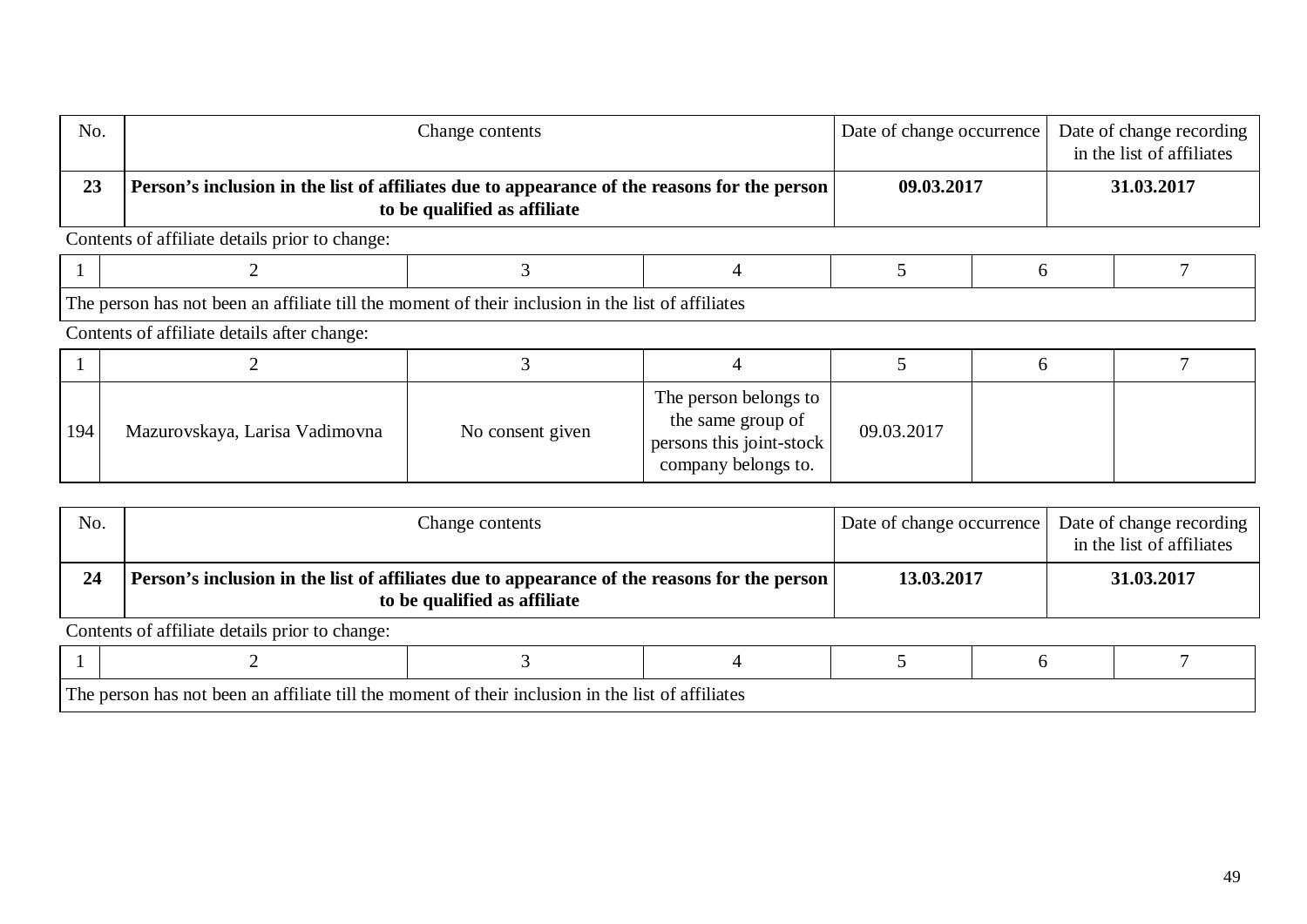| No. | Change contents | Date of change occurrence | Date of change recording in the list of affiliates |
|---|---|---|---|
| **23** | **Person's inclusion in the list of affiliates due to appearance of the reasons for the person to be qualified as affiliate** | **09.03.2017** | **31.03.2017** |

Contents of affiliate details prior to change:

| 1 | 2 | 3 | 4 | 5 | 6 | 7 |
|---|---|---|---|---|---|---|
| The person has not been an affiliate till the moment of their inclusion in the list of affiliates | | | | | | |

Contents of affiliate details after change:

| 1 | 2 | 3 | 4 | 5 | 6 | 7 |
|---|---|---|---|---|---|---|
| 194 | Mazurovskaya, Larisa Vadimovna | No consent given | The person belongs to the same group of persons this joint-stock company belongs to. | 09.03.2017 | | |

| No. | Change contents | Date of change occurrence | Date of change recording in the list of affiliates |
|---|---|---|---|
| **24** | **Person's inclusion in the list of affiliates due to appearance of the reasons for the person to be qualified as affiliate** | **13.03.2017** | **31.03.2017** |

Contents of affiliate details prior to change:

| 1 | 2 | 3 | 4 | 5 | 6 | 7 |
|---|---|---|---|---|---|---|
| The person has not been an affiliate till the moment of their inclusion in the list of affiliates | | | | | | |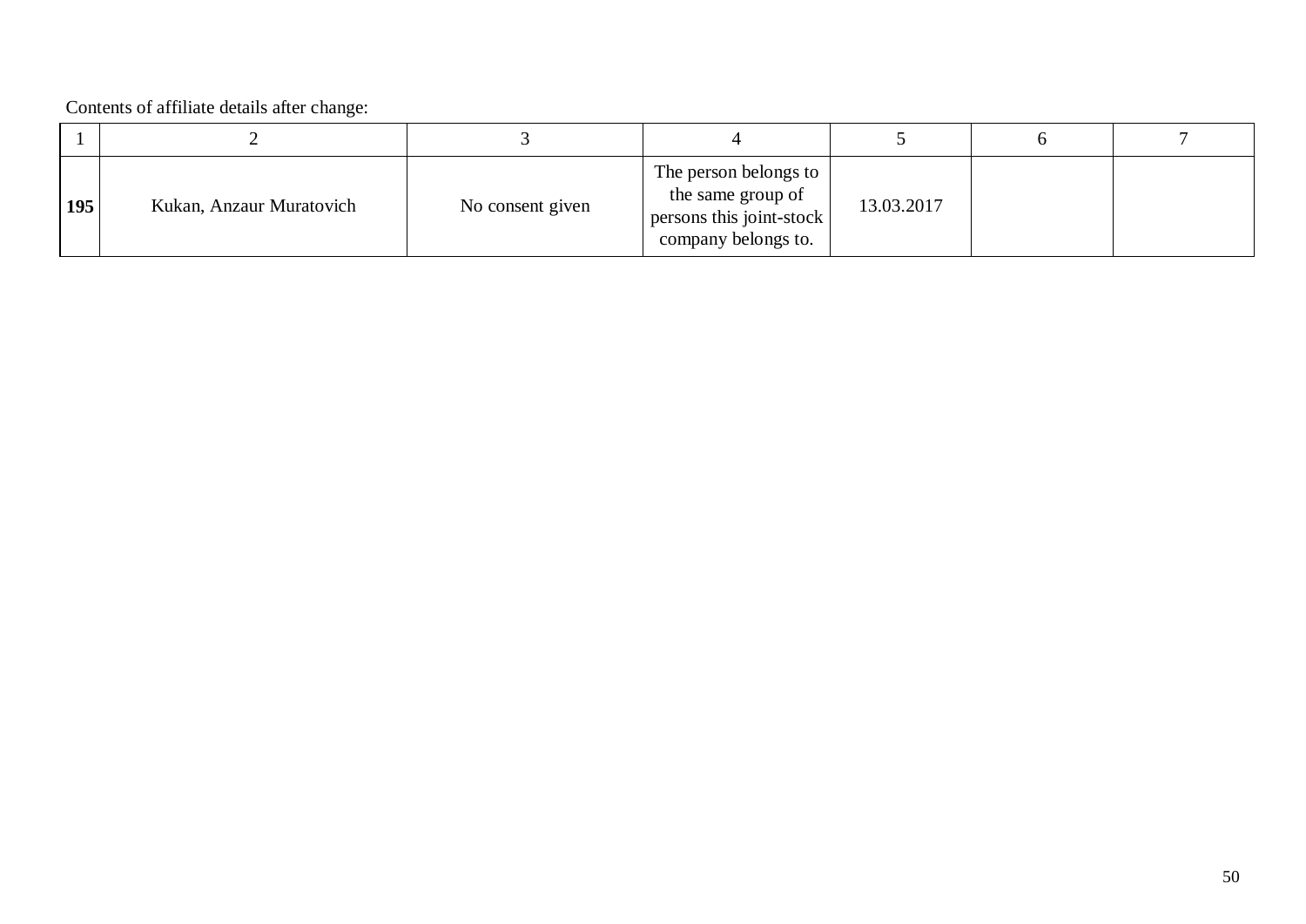Contents of affiliate details after change:

| 1 | 2 | 3 | 4 | 5 | 6 | 7 |
|---|---|---|---|---|---|---|
| **195** | Kukan, Anzaur Muratovich | No consent given | The person belongs to the same group of persons this joint-stock company belongs to. | 13.03.2017 | | |